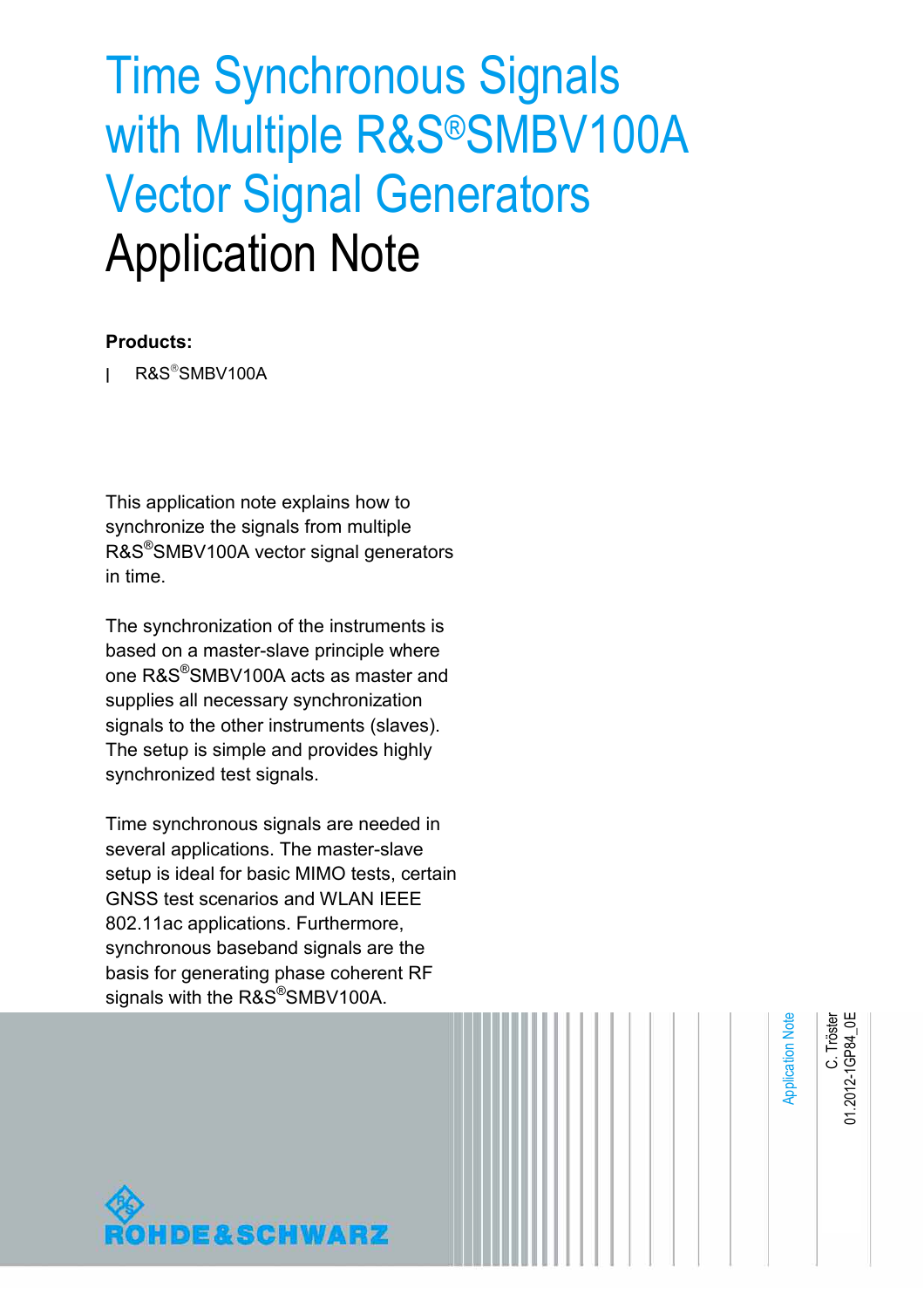# Time Synchronous Signals with Multiple R&S®SMBV100A Vector Signal Generators
# Application Note

**Products:**

- R&S®SMBV100A

This application note explains how to synchronize the signals from multiple R&S®SMBV100A vector signal generators in time.

The synchronization of the instruments is based on a master-slave principle where one R&S®SMBV100A acts as master and supplies all necessary synchronization signals to the other instruments (slaves). The setup is simple and provides highly synchronized test signals.

Time synchronous signals are needed in several applications. The master-slave setup is ideal for basic MIMO tests, certain GNSS test scenarios and WLAN IEEE 802.11ac applications. Furthermore, synchronous baseband signals are the basis for generating phase coherent RF signals with the R&S®SMBV100A.

Application Note

C. Tröster
01.2012-1GP84_0E

ROHDE&SCHWARZ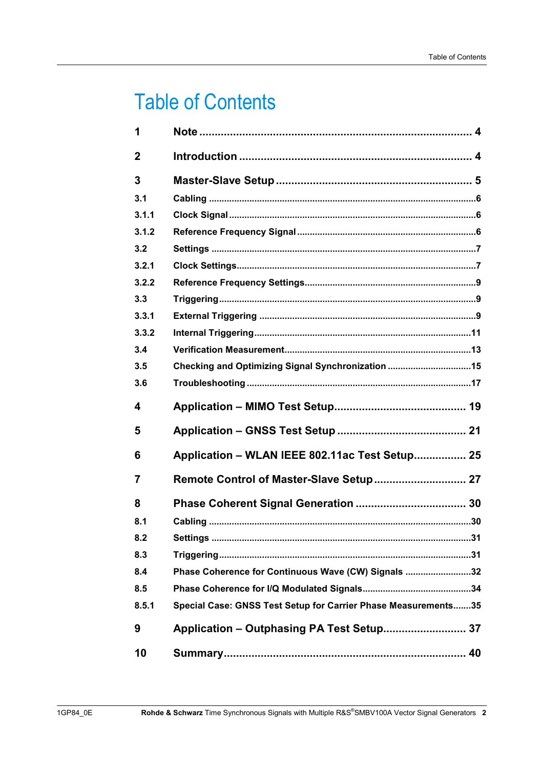# Table of Contents

| | | |
|---|---|---|
| **1** | **Note** | **4** |
| **2** | **Introduction** | **4** |
| **3** | **Master-Slave Setup** | **5** |
| 3.1 | Cabling | 6 |
| 3.1.1 | Clock Signal | 6 |
| 3.1.2 | Reference Frequency Signal | 6 |
| 3.2 | Settings | 7 |
| 3.2.1 | Clock Settings | 7 |
| 3.2.2 | Reference Frequency Settings | 9 |
| 3.3 | Triggering | 9 |
| 3.3.1 | External Triggering | 9 |
| 3.3.2 | Internal Triggering | 11 |
| 3.4 | Verification Measurement | 13 |
| 3.5 | Checking and Optimizing Signal Synchronization | 15 |
| 3.6 | Troubleshooting | 17 |
| **4** | **Application – MIMO Test Setup** | **19** |
| **5** | **Application – GNSS Test Setup** | **21** |
| **6** | **Application – WLAN IEEE 802.11ac Test Setup** | **25** |
| **7** | **Remote Control of Master-Slave Setup** | **27** |
| **8** | **Phase Coherent Signal Generation** | **30** |
| 8.1 | Cabling | 30 |
| 8.2 | Settings | 31 |
| 8.3 | Triggering | 31 |
| 8.4 | Phase Coherence for Continuous Wave (CW) Signals | 32 |
| 8.5 | Phase Coherence for I/Q Modulated Signals | 34 |
| 8.5.1 | Special Case: GNSS Test Setup for Carrier Phase Measurements | 35 |
| **9** | **Application – Outphasing PA Test Setup** | **37** |
| **10** | **Summary** | **40** |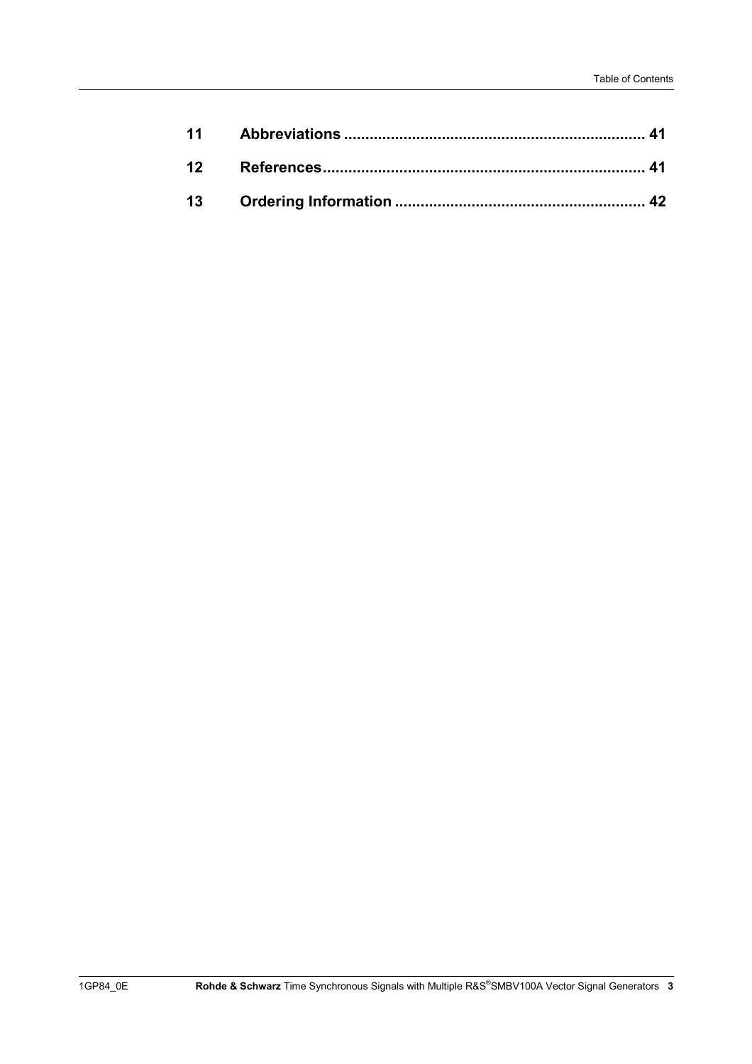**11 Abbreviations ...................................................................... 41**

**12 References........................................................................... 41**

**13 Ordering Information .......................................................... 42**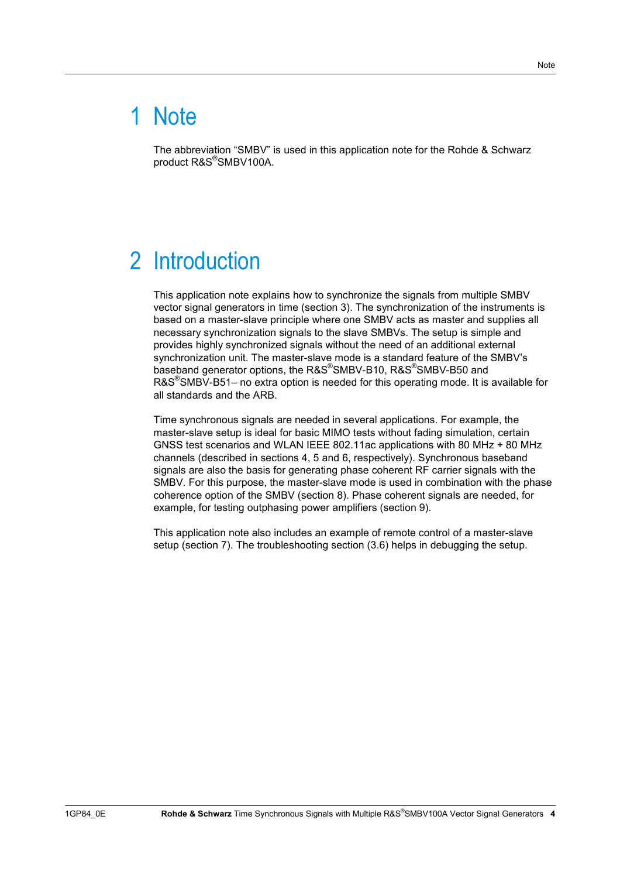# 1 Note

The abbreviation “SMBV” is used in this application note for the Rohde & Schwarz product R&S®SMBV100A.

# 2 Introduction

This application note explains how to synchronize the signals from multiple SMBV vector signal generators in time (section 3). The synchronization of the instruments is based on a master-slave principle where one SMBV acts as master and supplies all necessary synchronization signals to the slave SMBVs. The setup is simple and provides highly synchronized signals without the need of an additional external synchronization unit. The master-slave mode is a standard feature of the SMBV’s baseband generator options, the R&S®SMBV-B10, R&S®SMBV-B50 and R&S®SMBV-B51– no extra option is needed for this operating mode. It is available for all standards and the ARB.

Time synchronous signals are needed in several applications. For example, the master-slave setup is ideal for basic MIMO tests without fading simulation, certain GNSS test scenarios and WLAN IEEE 802.11ac applications with 80 MHz + 80 MHz channels (described in sections 4, 5 and 6, respectively). Synchronous baseband signals are also the basis for generating phase coherent RF carrier signals with the SMBV. For this purpose, the master-slave mode is used in combination with the phase coherence option of the SMBV (section 8). Phase coherent signals are needed, for example, for testing outphasing power amplifiers (section 9).

This application note also includes an example of remote control of a master-slave setup (section 7). The troubleshooting section (3.6) helps in debugging the setup.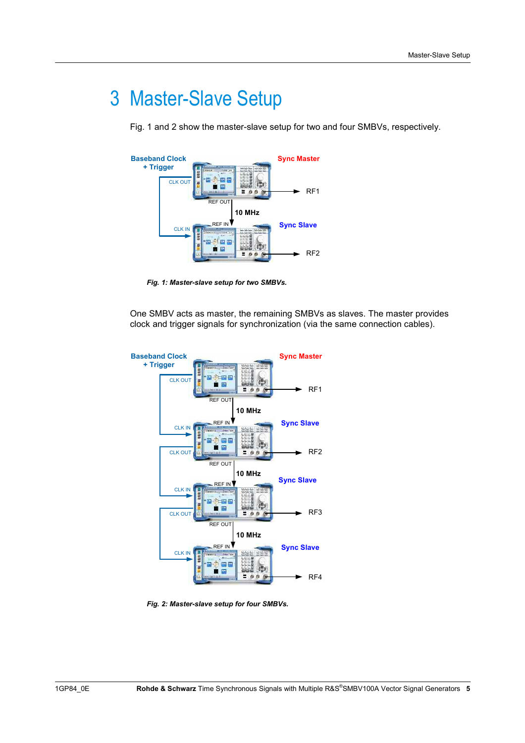# 3 Master-Slave Setup

Fig. 1 and 2 show the master-slave setup for two and four SMBVs, respectively.

*Fig. 1: Master-slave setup for two SMBVs.*

One SMBV acts as master, the remaining SMBVs as slaves. The master provides clock and trigger signals for synchronization (via the same connection cables).

*Fig. 2: Master-slave setup for four SMBVs.*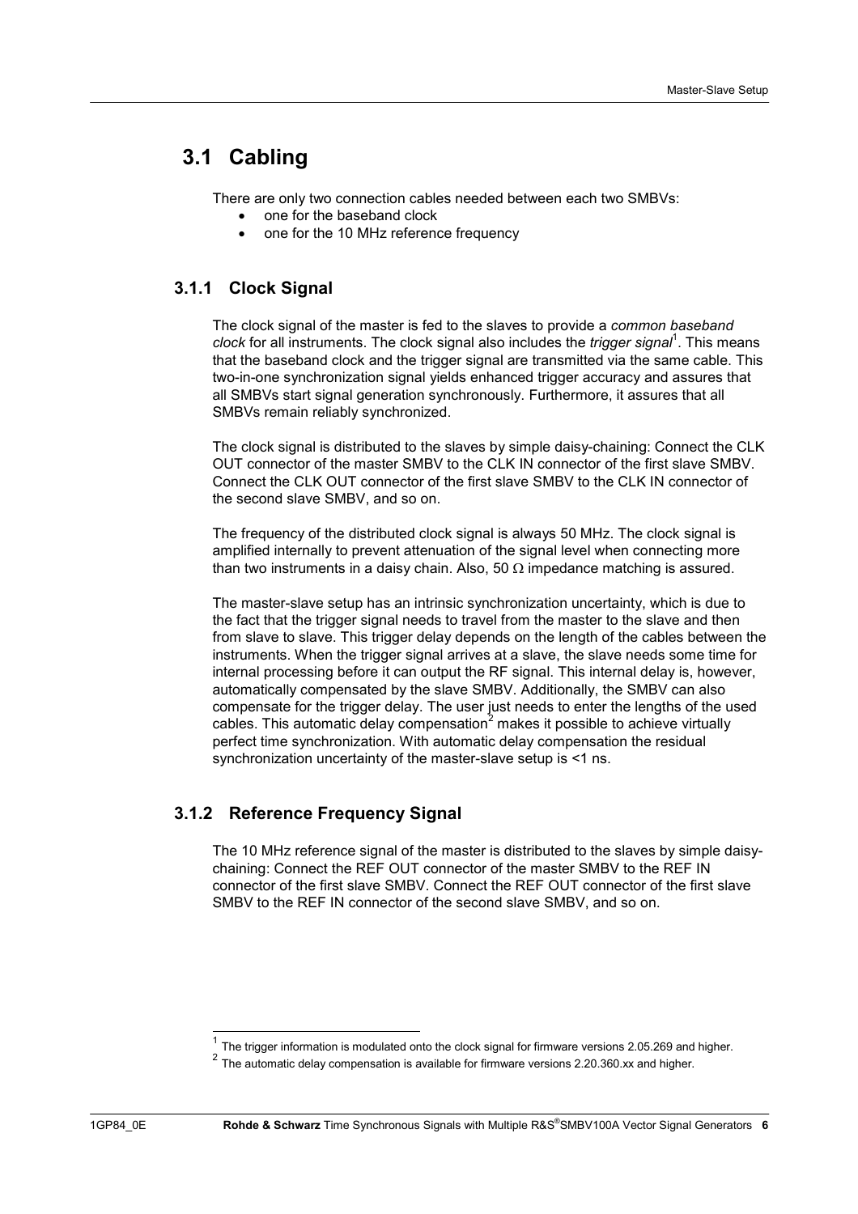## 3.1 Cabling

There are only two connection cables needed between each two SMBVs:

- one for the baseband clock
- one for the 10 MHz reference frequency

### 3.1.1 Clock Signal

The clock signal of the master is fed to the slaves to provide a *common baseband clock* for all instruments. The clock signal also includes the *trigger signal*[1]. This means that the baseband clock and the trigger signal are transmitted via the same cable. This two-in-one synchronization signal yields enhanced trigger accuracy and assures that all SMBVs start signal generation synchronously. Furthermore, it assures that all SMBVs remain reliably synchronized.

The clock signal is distributed to the slaves by simple daisy-chaining: Connect the CLK OUT connector of the master SMBV to the CLK IN connector of the first slave SMBV. Connect the CLK OUT connector of the first slave SMBV to the CLK IN connector of the second slave SMBV, and so on.

The frequency of the distributed clock signal is always 50 MHz. The clock signal is amplified internally to prevent attenuation of the signal level when connecting more than two instruments in a daisy chain. Also, 50 Ω impedance matching is assured.

The master-slave setup has an intrinsic synchronization uncertainty, which is due to the fact that the trigger signal needs to travel from the master to the slave and then from slave to slave. This trigger delay depends on the length of the cables between the instruments. When the trigger signal arrives at a slave, the slave needs some time for internal processing before it can output the RF signal. This internal delay is, however, automatically compensated by the slave SMBV. Additionally, the SMBV can also compensate for the trigger delay. The user just needs to enter the lengths of the used cables. This automatic delay compensation[2] makes it possible to achieve virtually perfect time synchronization. With automatic delay compensation the residual synchronization uncertainty of the master-slave setup is <1 ns.

### 3.1.2 Reference Frequency Signal

The 10 MHz reference signal of the master is distributed to the slaves by simple daisy-chaining: Connect the REF OUT connector of the master SMBV to the REF IN connector of the first slave SMBV. Connect the REF OUT connector of the first slave SMBV to the REF IN connector of the second slave SMBV, and so on.

---

[1] The trigger information is modulated onto the clock signal for firmware versions 2.05.269 and higher.

[2] The automatic delay compensation is available for firmware versions 2.20.360.xx and higher.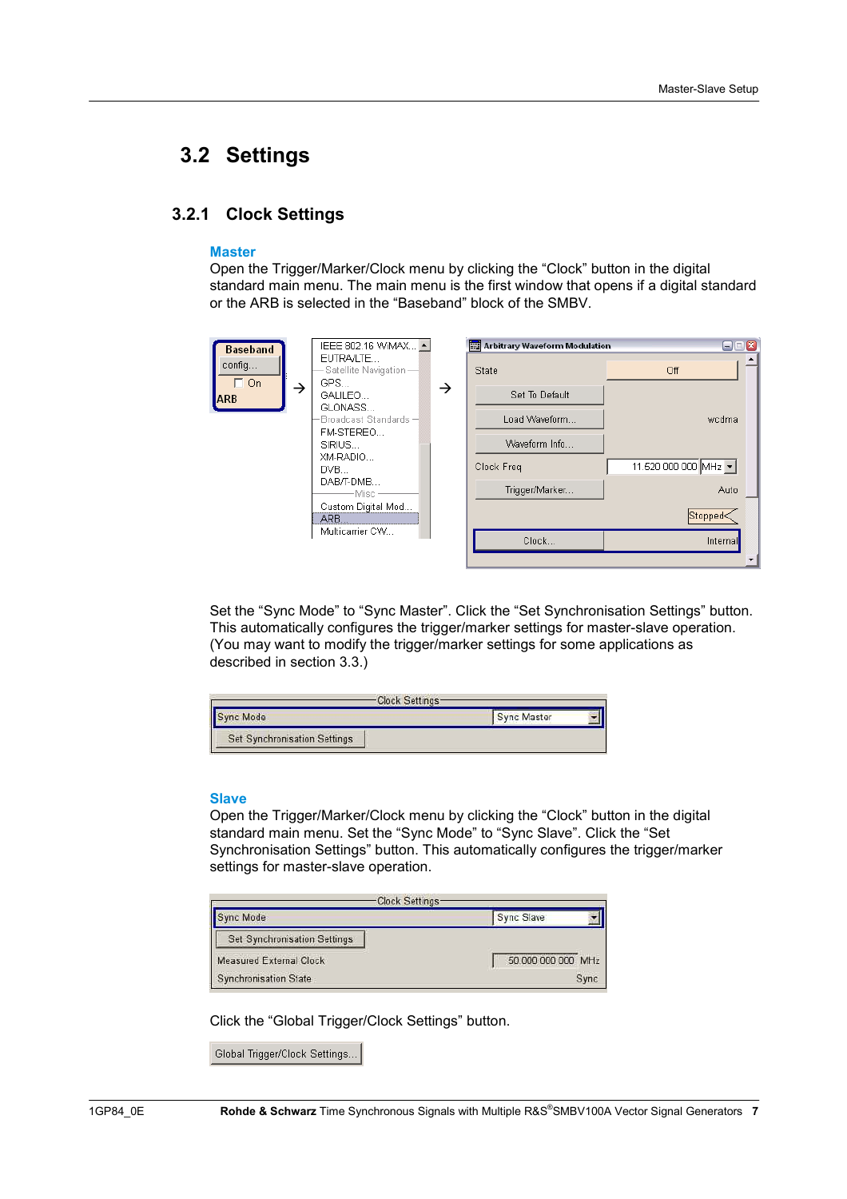## 3.2 Settings

### 3.2.1 Clock Settings

**Master**

Open the Trigger/Marker/Clock menu by clicking the “Clock” button in the digital standard main menu. The main menu is the first window that opens if a digital standard or the ARB is selected in the “Baseband” block of the SMBV.

Set the “Sync Mode” to “Sync Master”. Click the “Set Synchronisation Settings” button. This automatically configures the trigger/marker settings for master-slave operation. (You may want to modify the trigger/marker settings for some applications as described in section 3.3.)

**Slave**

Open the Trigger/Marker/Clock menu by clicking the “Clock” button in the digital standard main menu. Set the “Sync Mode” to “Sync Slave”. Click the “Set Synchronisation Settings” button. This automatically configures the trigger/marker settings for master-slave operation.

Click the “Global Trigger/Clock Settings” button.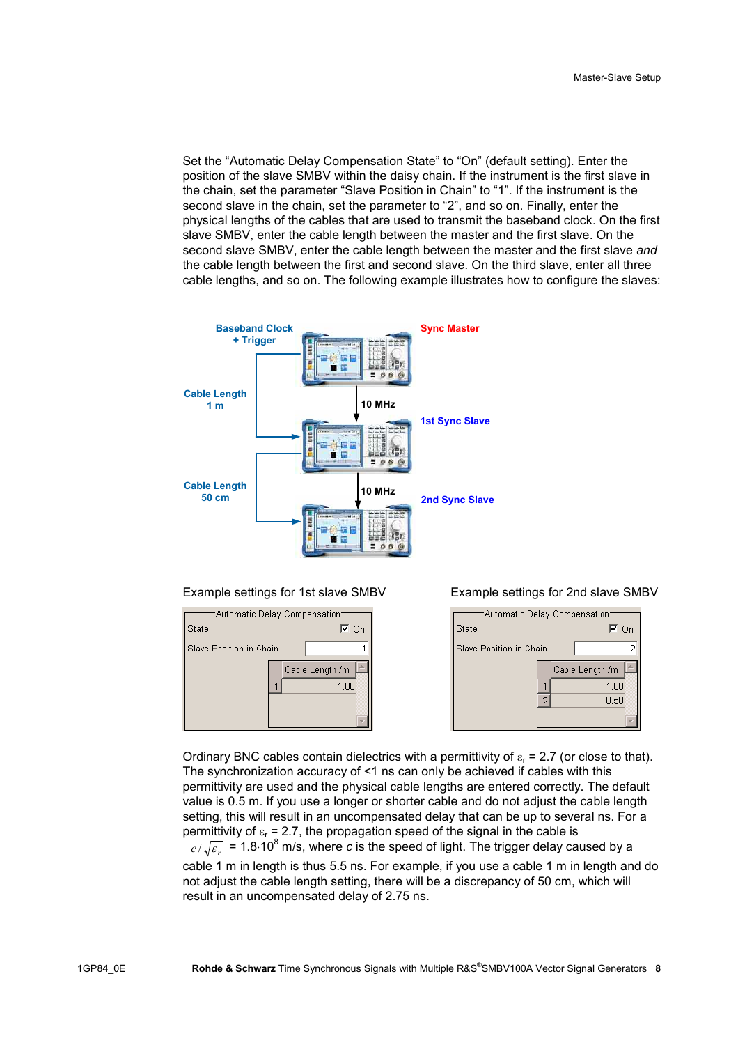Set the “Automatic Delay Compensation State” to “On” (default setting). Enter the position of the slave SMBV within the daisy chain. If the instrument is the first slave in the chain, set the parameter “Slave Position in Chain” to “1”. If the instrument is the second slave in the chain, set the parameter to “2”, and so on. Finally, enter the physical lengths of the cables that are used to transmit the baseband clock. On the first slave SMBV, enter the cable length between the master and the first slave. On the second slave SMBV, enter the cable length between the master and the first slave *and* the cable length between the first and second slave. On the third slave, enter all three cable lengths, and so on. The following example illustrates how to configure the slaves:

Baseband Clock + Trigger — Sync Master

Cable Length 1 m — 10 MHz — 1st Sync Slave

Cable Length 50 cm — 10 MHz — 2nd Sync Slave

Example settings for 1st slave SMBV

Automatic Delay Compensation

| State | ☑ On |
|---|---|
| Slave Position in Chain | 1 |

| | Cable Length /m |
|---|---|
| 1 | 1.00 |

Example settings for 2nd slave SMBV

Automatic Delay Compensation

| State | ☑ On |
|---|---|
| Slave Position in Chain | 2 |

| | Cable Length /m |
|---|---|
| 1 | 1.00 |
| 2 | 0.50 |

Ordinary BNC cables contain dielectrics with a permittivity of $\varepsilon_r = 2.7$ (or close to that). The synchronization accuracy of <1 ns can only be achieved if cables with this permittivity are used and the physical cable lengths are entered correctly. The default value is 0.5 m. If you use a longer or shorter cable and do not adjust the cable length setting, this will result in an uncompensated delay that can be up to several ns. For a permittivity of $\varepsilon_r = 2.7$, the propagation speed of the signal in the cable is $c/\sqrt{\varepsilon_r} = 1.8 \cdot 10^8$ m/s, where *c* is the speed of light. The trigger delay caused by a cable 1 m in length is thus 5.5 ns. For example, if you use a cable 1 m in length and do not adjust the cable length setting, there will be a discrepancy of 50 cm, which will result in an uncompensated delay of 2.75 ns.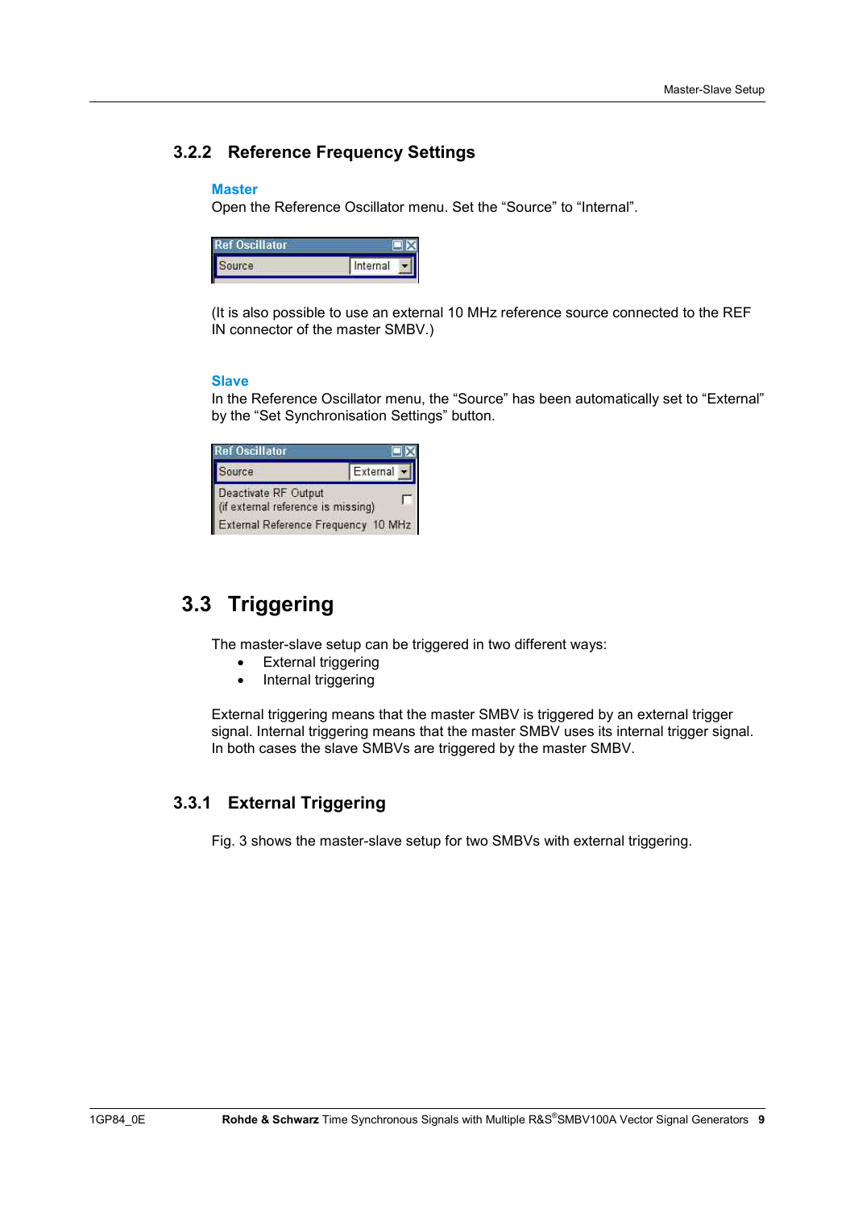### 3.2.2 Reference Frequency Settings

**Master**

Open the Reference Oscillator menu. Set the “Source” to “Internal”.

(It is also possible to use an external 10 MHz reference source connected to the REF IN connector of the master SMBV.)

**Slave**

In the Reference Oscillator menu, the “Source” has been automatically set to “External” by the “Set Synchronisation Settings” button.

## 3.3 Triggering

The master-slave setup can be triggered in two different ways:

- External triggering
- Internal triggering

External triggering means that the master SMBV is triggered by an external trigger signal. Internal triggering means that the master SMBV uses its internal trigger signal. In both cases the slave SMBVs are triggered by the master SMBV.

### 3.3.1 External Triggering

Fig. 3 shows the master-slave setup for two SMBVs with external triggering.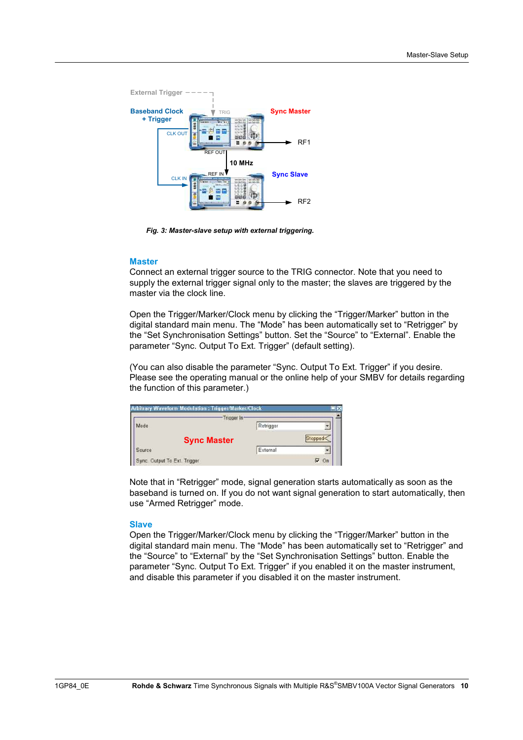*Fig. 3: Master-slave setup with external triggering.*

### Master

Connect an external trigger source to the TRIG connector. Note that you need to supply the external trigger signal only to the master; the slaves are triggered by the master via the clock line.

Open the Trigger/Marker/Clock menu by clicking the “Trigger/Marker” button in the digital standard main menu. The “Mode” has been automatically set to “Retrigger” by the “Set Synchronisation Settings” button. Set the “Source” to “External”. Enable the parameter “Sync. Output To Ext. Trigger” (default setting).

(You can also disable the parameter “Sync. Output To Ext. Trigger” if you desire. Please see the operating manual or the online help of your SMBV for details regarding the function of this parameter.)

Note that in “Retrigger” mode, signal generation starts automatically as soon as the baseband is turned on. If you do not want signal generation to start automatically, then use “Armed Retrigger” mode.

### Slave

Open the Trigger/Marker/Clock menu by clicking the “Trigger/Marker” button in the digital standard main menu. The “Mode” has been automatically set to “Retrigger” and the “Source” to “External” by the “Set Synchronisation Settings” button. Enable the parameter “Sync. Output To Ext. Trigger” if you enabled it on the master instrument, and disable this parameter if you disabled it on the master instrument.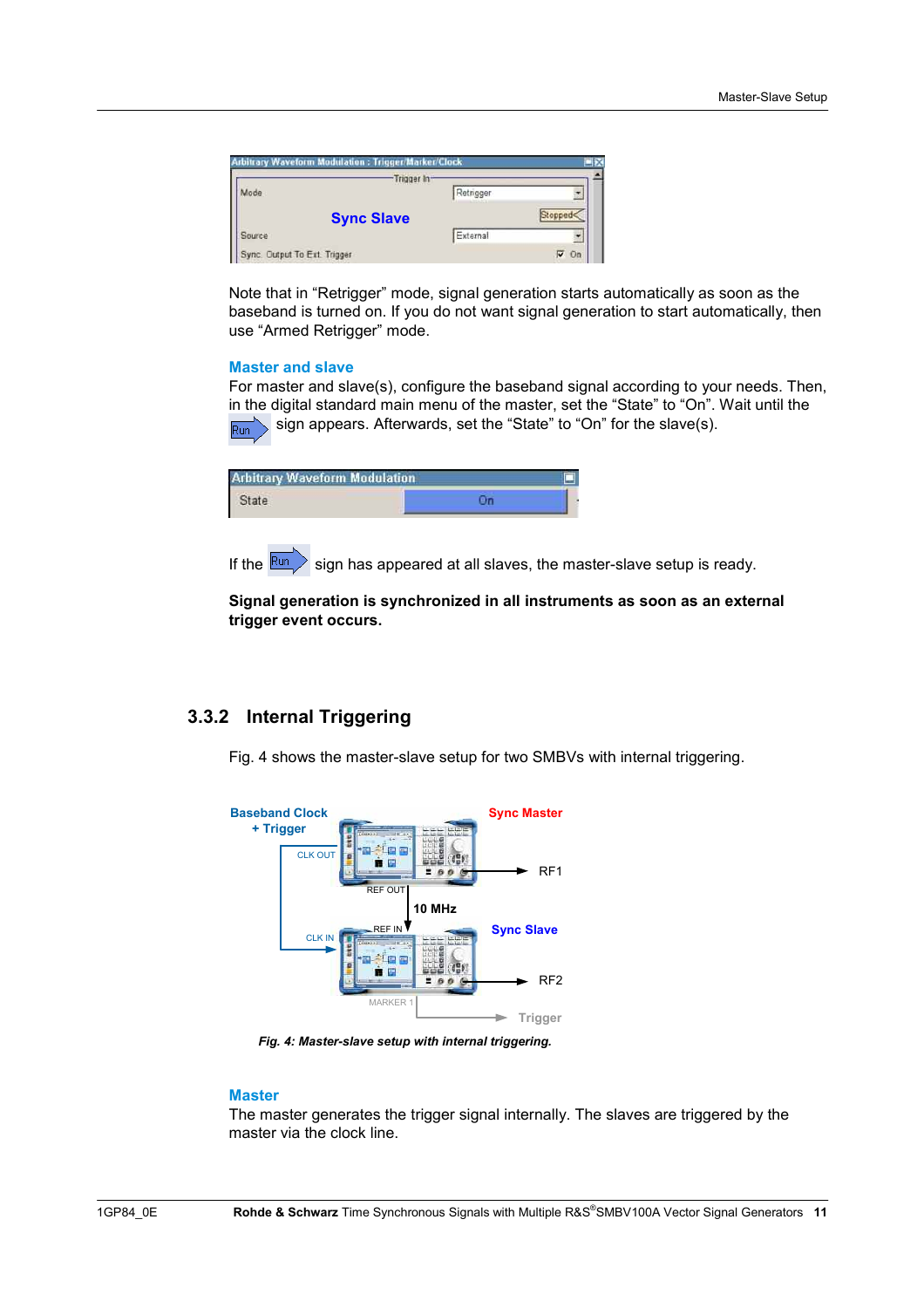Note that in “Retrigger” mode, signal generation starts automatically as soon as the baseband is turned on. If you do not want signal generation to start automatically, then use “Armed Retrigger” mode.

**Master and slave**

For master and slave(s), configure the baseband signal according to your needs. Then, in the digital standard main menu of the master, set the “State” to “On”. Wait until the Run sign appears. Afterwards, set the “State” to “On” for the slave(s).

If the Run sign has appeared at all slaves, the master-slave setup is ready.

**Signal generation is synchronized in all instruments as soon as an external trigger event occurs.**

### 3.3.2 Internal Triggering

Fig. 4 shows the master-slave setup for two SMBVs with internal triggering.

*Fig. 4: Master-slave setup with internal triggering.*

**Master**

The master generates the trigger signal internally. The slaves are triggered by the master via the clock line.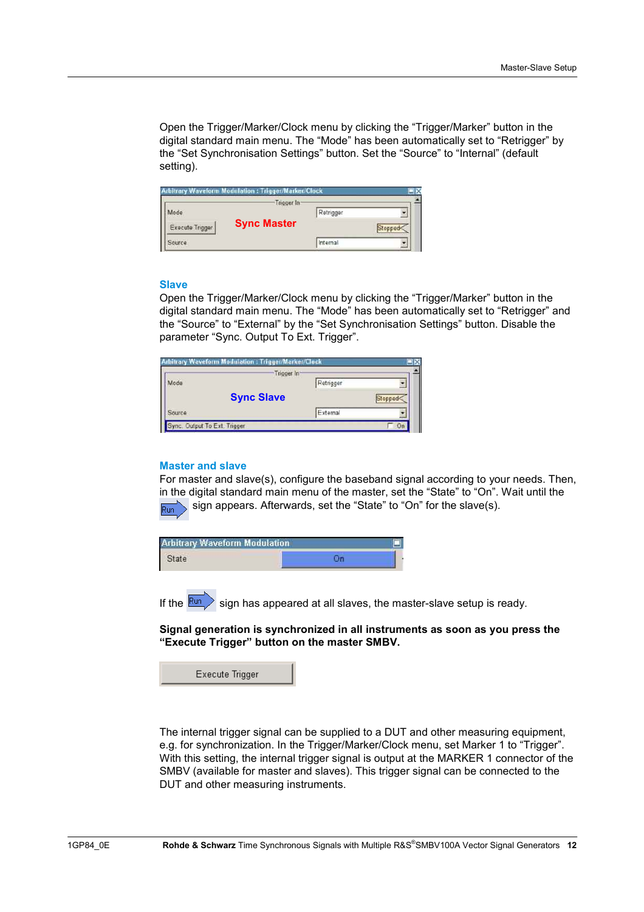Open the Trigger/Marker/Clock menu by clicking the “Trigger/Marker” button in the digital standard main menu. The “Mode” has been automatically set to “Retrigger” by the “Set Synchronisation Settings” button. Set the “Source” to “Internal” (default setting).

### Slave

Open the Trigger/Marker/Clock menu by clicking the “Trigger/Marker” button in the digital standard main menu. The “Mode” has been automatically set to “Retrigger” and the “Source” to “External” by the “Set Synchronisation Settings” button. Disable the parameter “Sync. Output To Ext. Trigger”.

### Master and slave

For master and slave(s), configure the baseband signal according to your needs. Then, in the digital standard main menu of the master, set the “State” to “On”. Wait until the Run sign appears. Afterwards, set the “State” to “On” for the slave(s).

If the Run sign has appeared at all slaves, the master-slave setup is ready.

**Signal generation is synchronized in all instruments as soon as you press the “Execute Trigger” button on the master SMBV.**

The internal trigger signal can be supplied to a DUT and other measuring equipment, e.g. for synchronization. In the Trigger/Marker/Clock menu, set Marker 1 to “Trigger”. With this setting, the internal trigger signal is output at the MARKER 1 connector of the SMBV (available for master and slaves). This trigger signal can be connected to the DUT and other measuring instruments.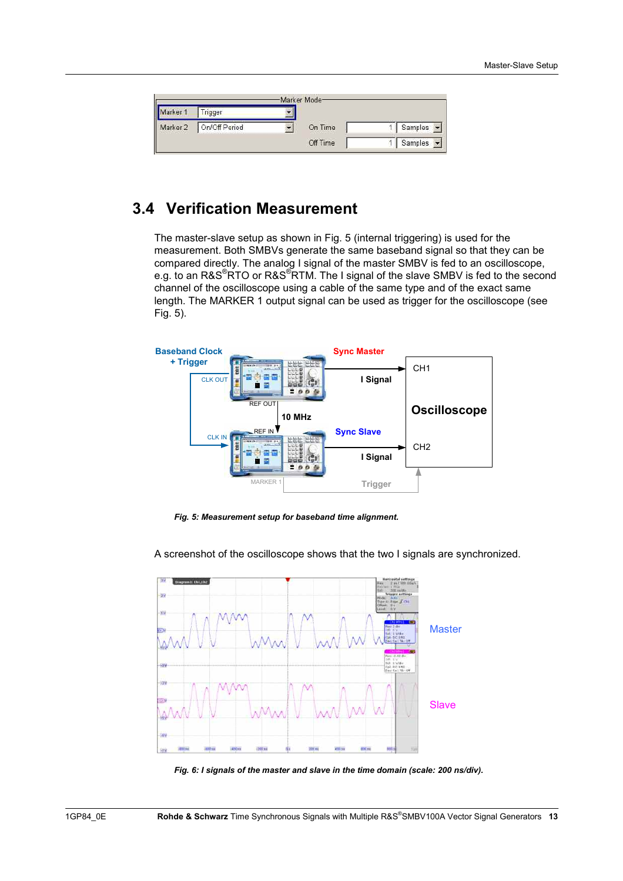| Marker Mode | | | | |
|---|---|---|---|---|
| Marker 1 | Trigger | | | |
| Marker 2 | On/Off Period | On Time | 1 | Samples |
| | | Off Time | 1 | Samples |

## 3.4 Verification Measurement

The master-slave setup as shown in Fig. 5 (internal triggering) is used for the measurement. Both SMBVs generate the same baseband signal so that they can be compared directly. The analog I signal of the master SMBV is fed to an oscilloscope, e.g. to an R&S®RTO or R&S®RTM. The I signal of the slave SMBV is fed to the second channel of the oscilloscope using a cable of the same type and of the exact same length. The MARKER 1 output signal can be used as trigger for the oscilloscope (see Fig. 5).

*Fig. 5: Measurement setup for baseband time alignment.*

A screenshot of the oscilloscope shows that the two I signals are synchronized.

*Fig. 6: I signals of the master and slave in the time domain (scale: 200 ns/div).*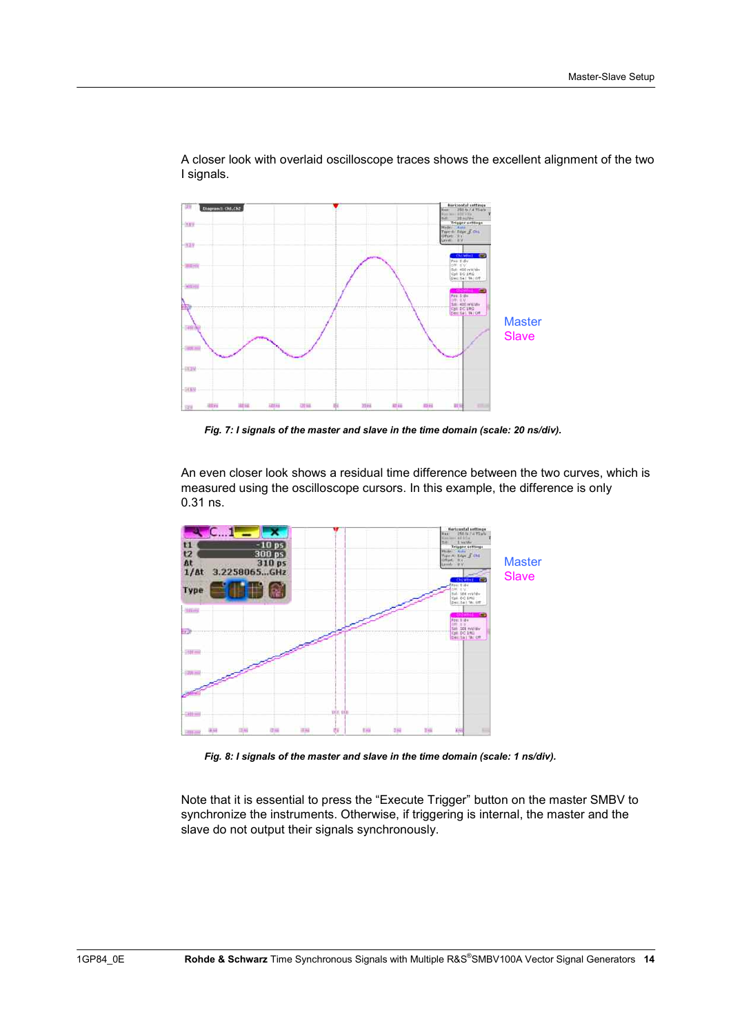A closer look with overlaid oscilloscope traces shows the excellent alignment of the two I signals.

Master
Slave

*Fig. 7: I signals of the master and slave in the time domain (scale: 20 ns/div).*

An even closer look shows a residual time difference between the two curves, which is measured using the oscilloscope cursors. In this example, the difference is only 0.31 ns.

Master
Slave

*Fig. 8: I signals of the master and slave in the time domain (scale: 1 ns/div).*

Note that it is essential to press the “Execute Trigger” button on the master SMBV to synchronize the instruments. Otherwise, if triggering is internal, the master and the slave do not output their signals synchronously.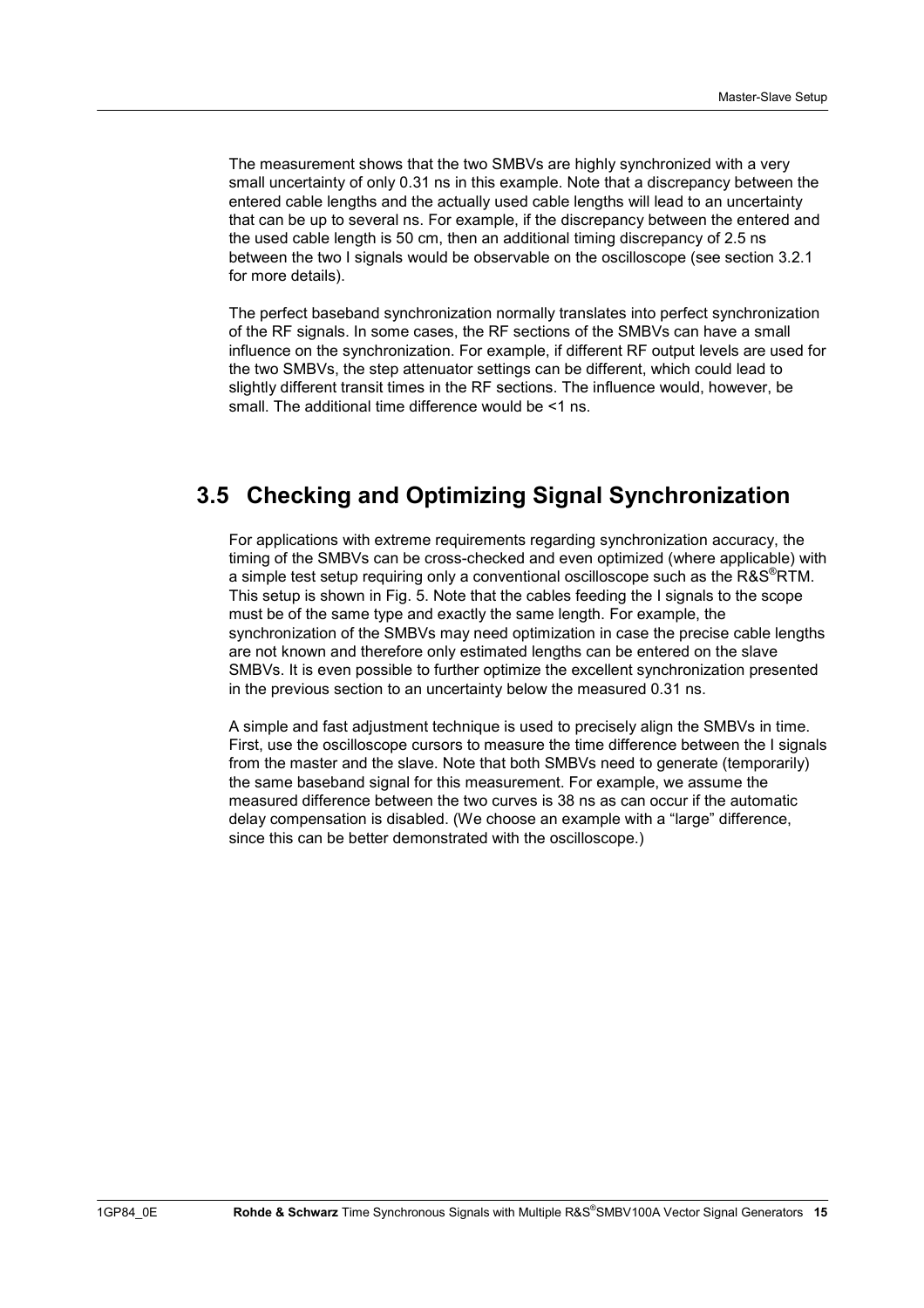The measurement shows that the two SMBVs are highly synchronized with a very small uncertainty of only 0.31 ns in this example. Note that a discrepancy between the entered cable lengths and the actually used cable lengths will lead to an uncertainty that can be up to several ns. For example, if the discrepancy between the entered and the used cable length is 50 cm, then an additional timing discrepancy of 2.5 ns between the two I signals would be observable on the oscilloscope (see section 3.2.1 for more details).

The perfect baseband synchronization normally translates into perfect synchronization of the RF signals. In some cases, the RF sections of the SMBVs can have a small influence on the synchronization. For example, if different RF output levels are used for the two SMBVs, the step attenuator settings can be different, which could lead to slightly different transit times in the RF sections. The influence would, however, be small. The additional time difference would be <1 ns.

## 3.5 Checking and Optimizing Signal Synchronization

For applications with extreme requirements regarding synchronization accuracy, the timing of the SMBVs can be cross-checked and even optimized (where applicable) with a simple test setup requiring only a conventional oscilloscope such as the R&S®RTM. This setup is shown in Fig. 5. Note that the cables feeding the I signals to the scope must be of the same type and exactly the same length. For example, the synchronization of the SMBVs may need optimization in case the precise cable lengths are not known and therefore only estimated lengths can be entered on the slave SMBVs. It is even possible to further optimize the excellent synchronization presented in the previous section to an uncertainty below the measured 0.31 ns.

A simple and fast adjustment technique is used to precisely align the SMBVs in time. First, use the oscilloscope cursors to measure the time difference between the I signals from the master and the slave. Note that both SMBVs need to generate (temporarily) the same baseband signal for this measurement. For example, we assume the measured difference between the two curves is 38 ns as can occur if the automatic delay compensation is disabled. (We choose an example with a "large" difference, since this can be better demonstrated with the oscilloscope.)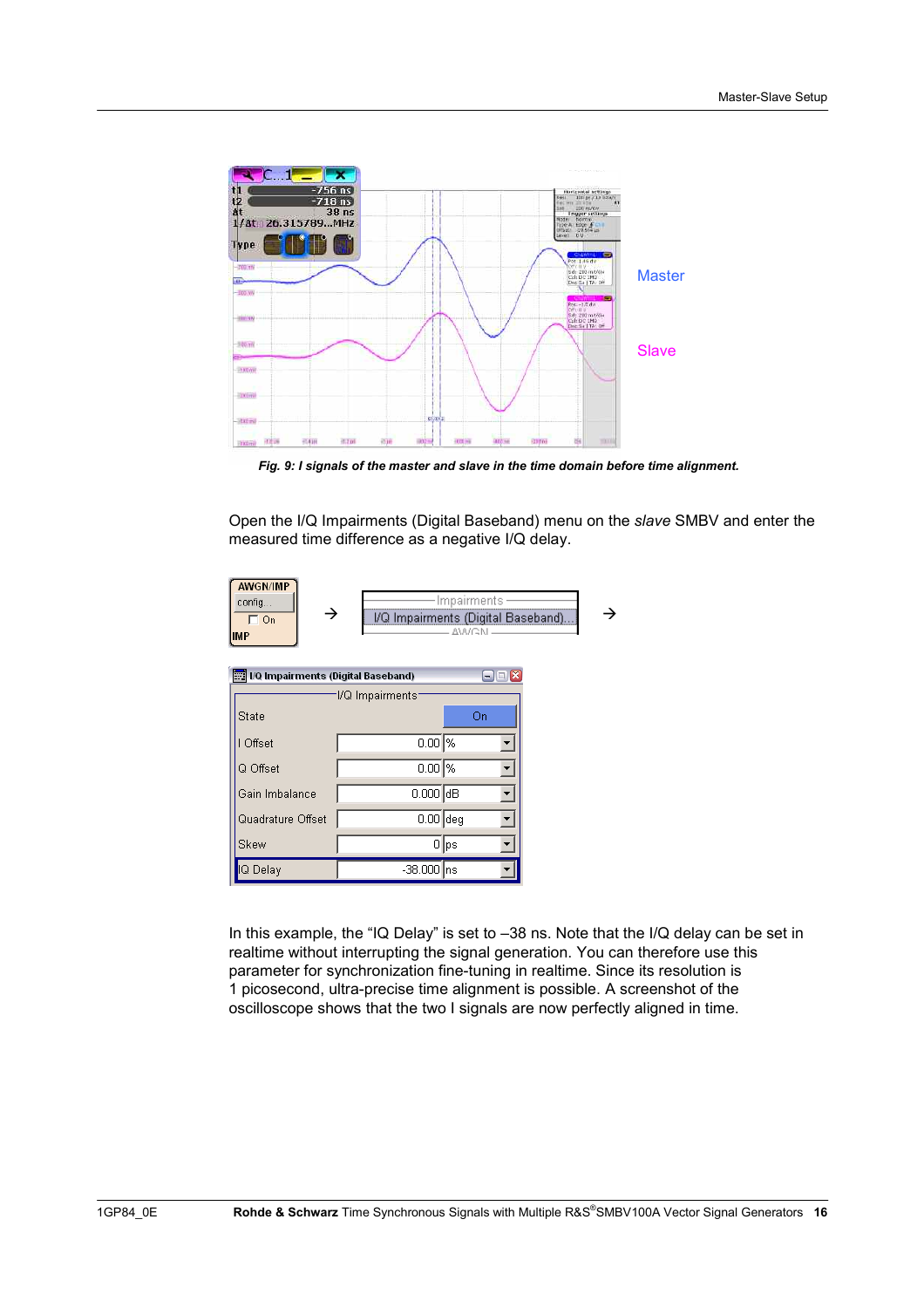Master

Slave

*Fig. 9: I signals of the master and slave in the time domain before time alignment.*

Open the I/Q Impairments (Digital Baseband) menu on the *slave* SMBV and enter the measured time difference as a negative I/Q delay.

AWGN/IMP → config... → Impairments → I/Q Impairments (Digital Baseband)... →

I/Q Impairments (Digital Baseband)

| I/Q Impairments | | |
|---|---|---|
| State | On | |
| I Offset | 0.00 | % |
| Q Offset | 0.00 | % |
| Gain Imbalance | 0.000 | dB |
| Quadrature Offset | 0.00 | deg |
| Skew | 0 | ps |
| IQ Delay | -38.000 | ns |

In this example, the “IQ Delay” is set to –38 ns. Note that the I/Q delay can be set in realtime without interrupting the signal generation. You can therefore use this parameter for synchronization fine-tuning in realtime. Since its resolution is 1 picosecond, ultra-precise time alignment is possible. A screenshot of the oscilloscope shows that the two I signals are now perfectly aligned in time.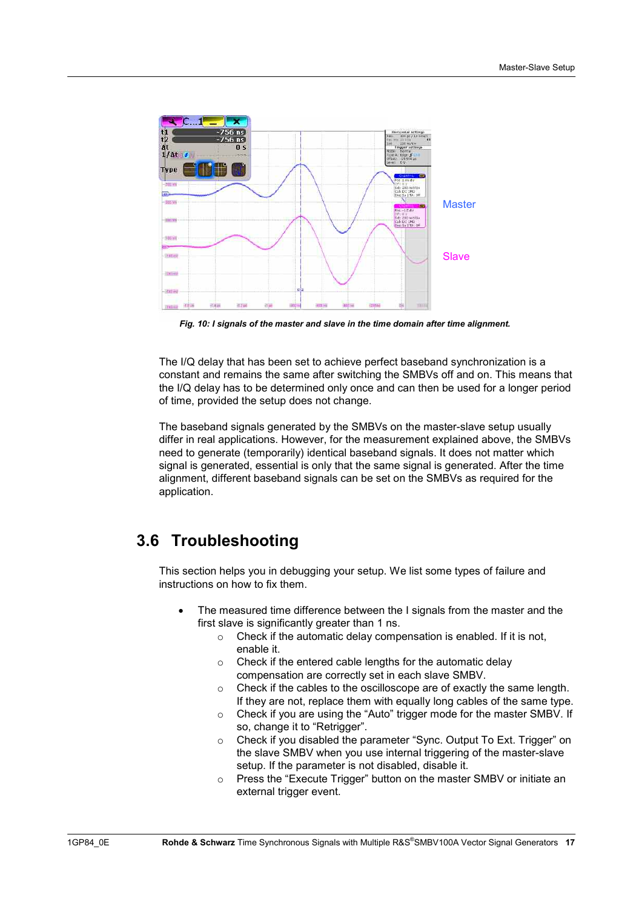*Fig. 10: I signals of the master and slave in the time domain after time alignment.*

The I/Q delay that has been set to achieve perfect baseband synchronization is a constant and remains the same after switching the SMBVs off and on. This means that the I/Q delay has to be determined only once and can then be used for a longer period of time, provided the setup does not change.

The baseband signals generated by the SMBVs on the master-slave setup usually differ in real applications. However, for the measurement explained above, the SMBVs need to generate (temporarily) identical baseband signals. It does not matter which signal is generated, essential is only that the same signal is generated. After the time alignment, different baseband signals can be set on the SMBVs as required for the application.

## 3.6 Troubleshooting

This section helps you in debugging your setup. We list some types of failure and instructions on how to fix them.

- The measured time difference between the I signals from the master and the first slave is significantly greater than 1 ns.
  - Check if the automatic delay compensation is enabled. If it is not, enable it.
  - Check if the entered cable lengths for the automatic delay compensation are correctly set in each slave SMBV.
  - Check if the cables to the oscilloscope are of exactly the same length. If they are not, replace them with equally long cables of the same type.
  - Check if you are using the “Auto” trigger mode for the master SMBV. If so, change it to “Retrigger”.
  - Check if you disabled the parameter “Sync. Output To Ext. Trigger” on the slave SMBV when you use internal triggering of the master-slave setup. If the parameter is not disabled, disable it.
  - Press the “Execute Trigger” button on the master SMBV or initiate an external trigger event.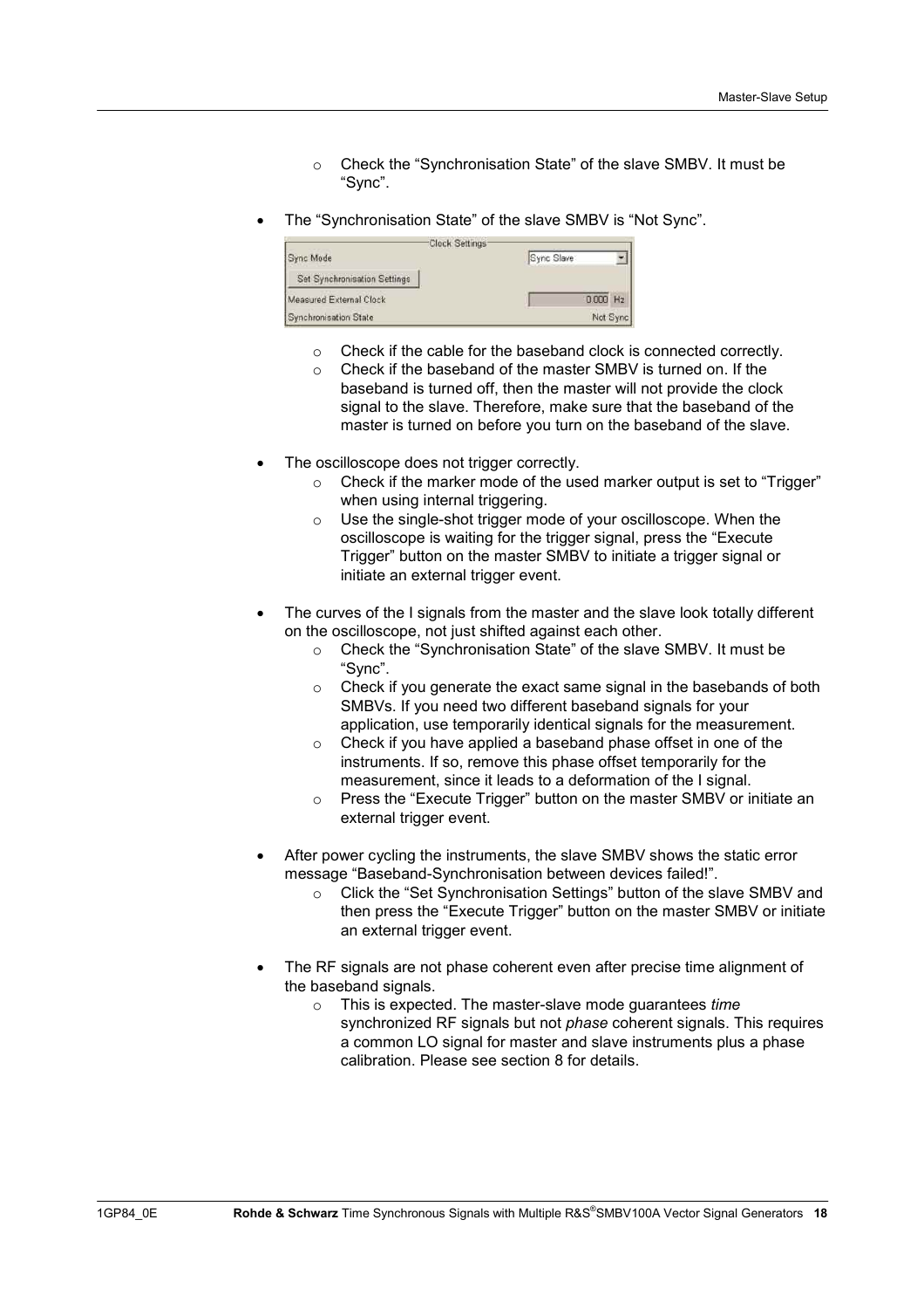- Check the “Synchronisation State” of the slave SMBV. It must be “Sync”.

- The “Synchronisation State” of the slave SMBV is “Not Sync”.

| Clock Settings | |
|---|---|
| Sync Mode | Sync Slave |
| Set Synchronisation Settings | |
| Measured External Clock | 0.000 Hz |
| Synchronisation State | Not Sync |

  - Check if the cable for the baseband clock is connected correctly.
  - Check if the baseband of the master SMBV is turned on. If the baseband is turned off, then the master will not provide the clock signal to the slave. Therefore, make sure that the baseband of the master is turned on before you turn on the baseband of the slave.

- The oscilloscope does not trigger correctly.
  - Check if the marker mode of the used marker output is set to “Trigger” when using internal triggering.
  - Use the single-shot trigger mode of your oscilloscope. When the oscilloscope is waiting for the trigger signal, press the “Execute Trigger” button on the master SMBV to initiate a trigger signal or initiate an external trigger event.

- The curves of the I signals from the master and the slave look totally different on the oscilloscope, not just shifted against each other.
  - Check the “Synchronisation State” of the slave SMBV. It must be “Sync”.
  - Check if you generate the exact same signal in the basebands of both SMBVs. If you need two different baseband signals for your application, use temporarily identical signals for the measurement.
  - Check if you have applied a baseband phase offset in one of the instruments. If so, remove this phase offset temporarily for the measurement, since it leads to a deformation of the I signal.
  - Press the “Execute Trigger” button on the master SMBV or initiate an external trigger event.

- After power cycling the instruments, the slave SMBV shows the static error message “Baseband-Synchronisation between devices failed!”.
  - Click the “Set Synchronisation Settings” button of the slave SMBV and then press the “Execute Trigger” button on the master SMBV or initiate an external trigger event.

- The RF signals are not phase coherent even after precise time alignment of the baseband signals.
  - This is expected. The master-slave mode guarantees *time* synchronized RF signals but not *phase* coherent signals. This requires a common LO signal for master and slave instruments plus a phase calibration. Please see section 8 for details.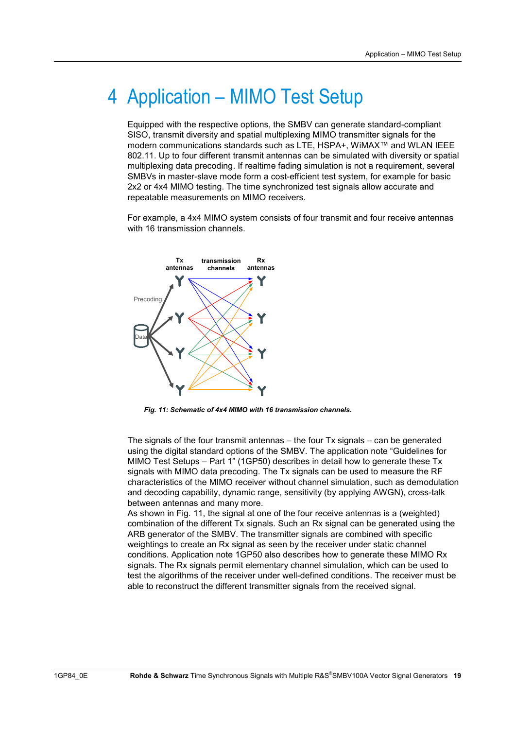# 4 Application – MIMO Test Setup

Equipped with the respective options, the SMBV can generate standard-compliant SISO, transmit diversity and spatial multiplexing MIMO transmitter signals for the modern communications standards such as LTE, HSPA+, WiMAX™ and WLAN IEEE 802.11. Up to four different transmit antennas can be simulated with diversity or spatial multiplexing data precoding. If realtime fading simulation is not a requirement, several SMBVs in master-slave mode form a cost-efficient test system, for example for basic 2x2 or 4x4 MIMO testing. The time synchronized test signals allow accurate and repeatable measurements on MIMO receivers.

For example, a 4x4 MIMO system consists of four transmit and four receive antennas with 16 transmission channels.

*Fig. 11: Schematic of 4x4 MIMO with 16 transmission channels.*

The signals of the four transmit antennas – the four Tx signals – can be generated using the digital standard options of the SMBV. The application note “Guidelines for MIMO Test Setups – Part 1” (1GP50) describes in detail how to generate these Tx signals with MIMO data precoding. The Tx signals can be used to measure the RF characteristics of the MIMO receiver without channel simulation, such as demodulation and decoding capability, dynamic range, sensitivity (by applying AWGN), cross-talk between antennas and many more.

As shown in Fig. 11, the signal at one of the four receive antennas is a (weighted) combination of the different Tx signals. Such an Rx signal can be generated using the ARB generator of the SMBV. The transmitter signals are combined with specific weightings to create an Rx signal as seen by the receiver under static channel conditions. Application note 1GP50 also describes how to generate these MIMO Rx signals. The Rx signals permit elementary channel simulation, which can be used to test the algorithms of the receiver under well-defined conditions. The receiver must be able to reconstruct the different transmitter signals from the received signal.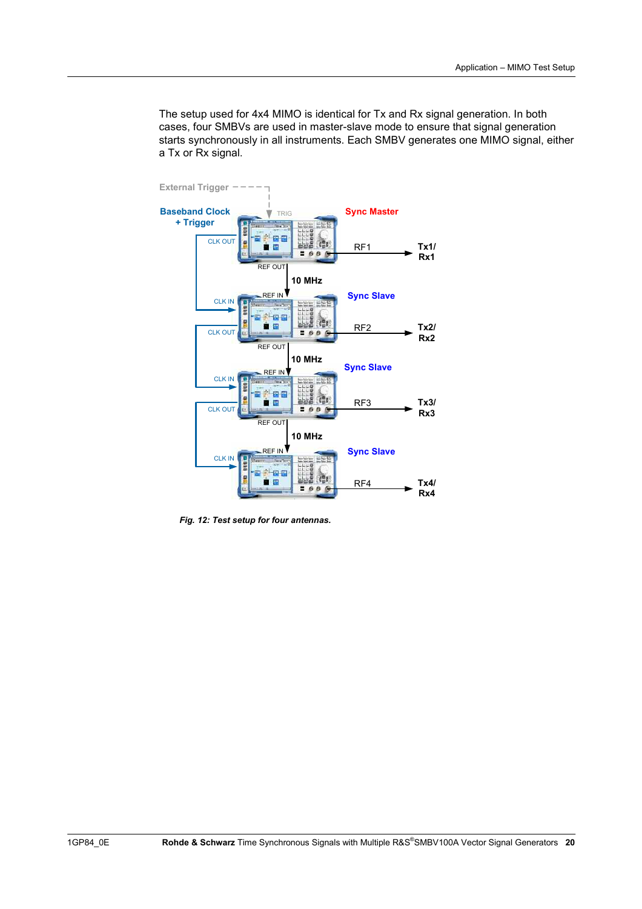The setup used for 4x4 MIMO is identical for Tx and Rx signal generation. In both cases, four SMBVs are used in master-slave mode to ensure that signal generation starts synchronously in all instruments. Each SMBV generates one MIMO signal, either a Tx or Rx signal.

*Fig. 12: Test setup for four antennas.*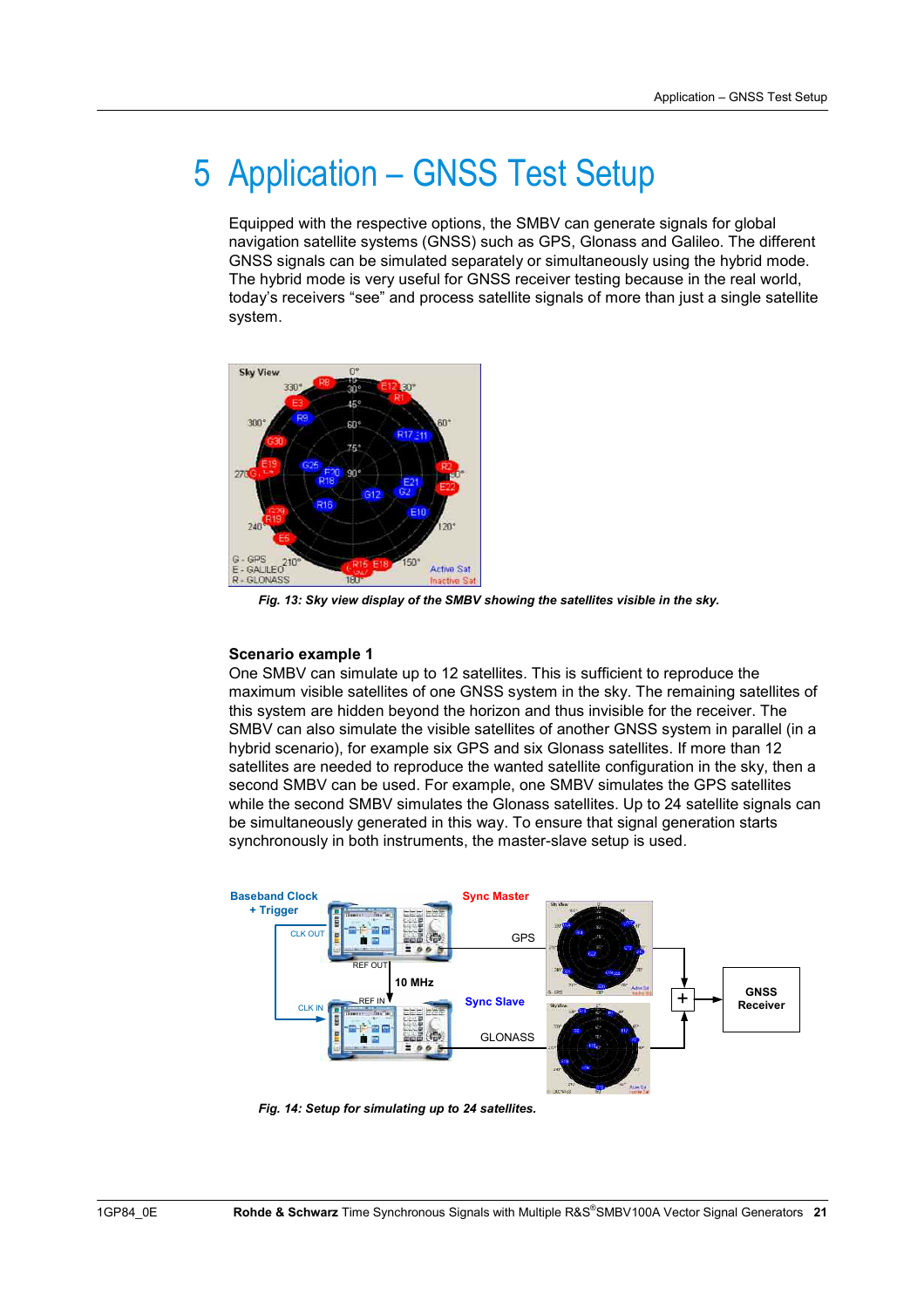# 5 Application – GNSS Test Setup

Equipped with the respective options, the SMBV can generate signals for global navigation satellite systems (GNSS) such as GPS, Glonass and Galileo. The different GNSS signals can be simulated separately or simultaneously using the hybrid mode. The hybrid mode is very useful for GNSS receiver testing because in the real world, today's receivers "see" and process satellite signals of more than just a single satellite system.

*Fig. 13: Sky view display of the SMBV showing the satellites visible in the sky.*

### Scenario example 1

One SMBV can simulate up to 12 satellites. This is sufficient to reproduce the maximum visible satellites of one GNSS system in the sky. The remaining satellites of this system are hidden beyond the horizon and thus invisible for the receiver. The SMBV can also simulate the visible satellites of another GNSS system in parallel (in a hybrid scenario), for example six GPS and six Glonass satellites. If more than 12 satellites are needed to reproduce the wanted satellite configuration in the sky, then a second SMBV can be used. For example, one SMBV simulates the GPS satellites while the second SMBV simulates the Glonass satellites. Up to 24 satellite signals can be simultaneously generated in this way. To ensure that signal generation starts synchronously in both instruments, the master-slave setup is used.

*Fig. 14: Setup for simulating up to 24 satellites.*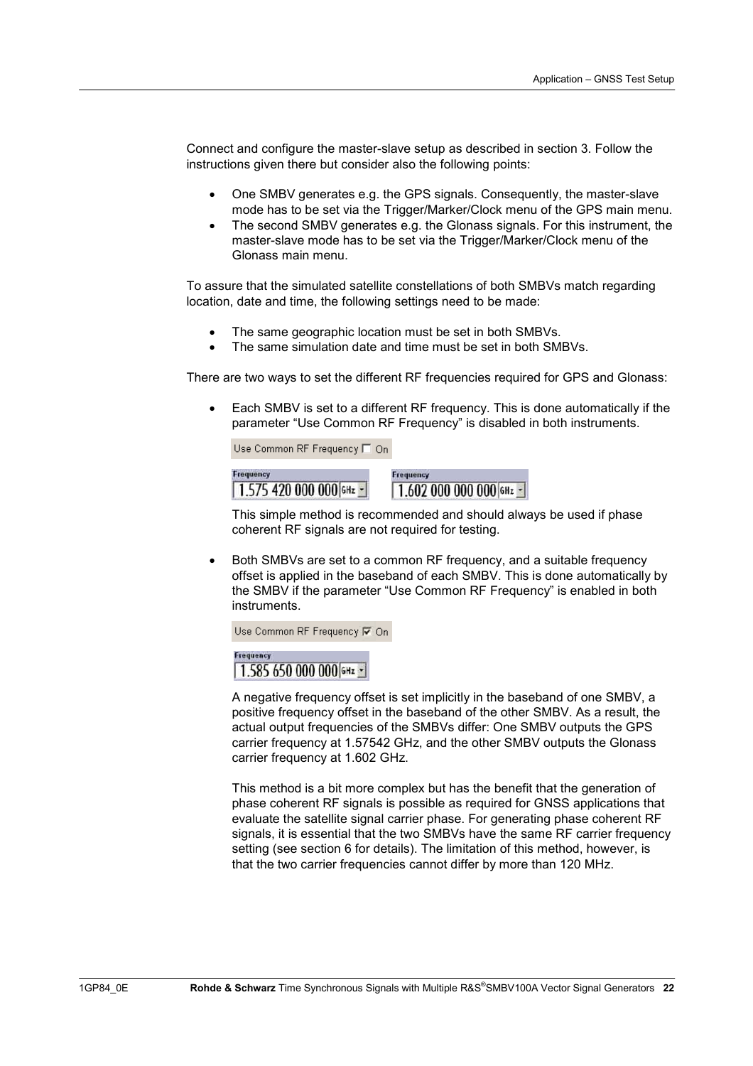Connect and configure the master-slave setup as described in section 3. Follow the instructions given there but consider also the following points:

- One SMBV generates e.g. the GPS signals. Consequently, the master-slave mode has to be set via the Trigger/Marker/Clock menu of the GPS main menu.
- The second SMBV generates e.g. the Glonass signals. For this instrument, the master-slave mode has to be set via the Trigger/Marker/Clock menu of the Glonass main menu.

To assure that the simulated satellite constellations of both SMBVs match regarding location, date and time, the following settings need to be made:

- The same geographic location must be set in both SMBVs.
- The same simulation date and time must be set in both SMBVs.

There are two ways to set the different RF frequencies required for GPS and Glonass:

- Each SMBV is set to a different RF frequency. This is done automatically if the parameter "Use Common RF Frequency" is disabled in both instruments.

  Use Common RF Frequency ☐ On

  Frequency 1.575 420 000 000 GHz    Frequency 1.602 000 000 000 GHz

  This simple method is recommended and should always be used if phase coherent RF signals are not required for testing.

- Both SMBVs are set to a common RF frequency, and a suitable frequency offset is applied in the baseband of each SMBV. This is done automatically by the SMBV if the parameter "Use Common RF Frequency" is enabled in both instruments.

  Use Common RF Frequency ☑ On

  Frequency 1.585 650 000 000 GHz

  A negative frequency offset is set implicitly in the baseband of one SMBV, a positive frequency offset in the baseband of the other SMBV. As a result, the actual output frequencies of the SMBVs differ: One SMBV outputs the GPS carrier frequency at 1.57542 GHz, and the other SMBV outputs the Glonass carrier frequency at 1.602 GHz.

  This method is a bit more complex but has the benefit that the generation of phase coherent RF signals is possible as required for GNSS applications that evaluate the satellite signal carrier phase. For generating phase coherent RF signals, it is essential that the two SMBVs have the same RF carrier frequency setting (see section 6 for details). The limitation of this method, however, is that the two carrier frequencies cannot differ by more than 120 MHz.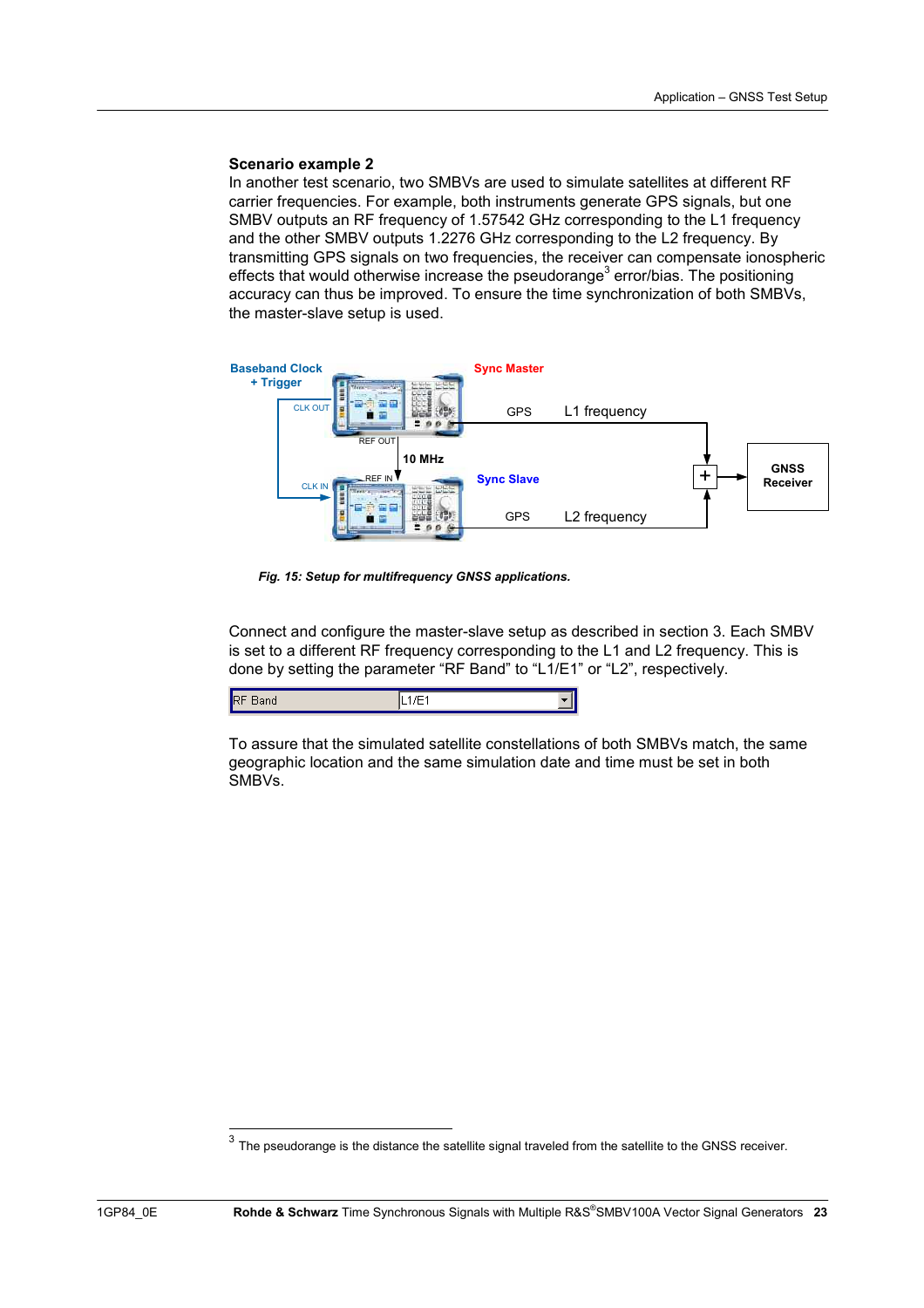### Scenario example 2

In another test scenario, two SMBVs are used to simulate satellites at different RF carrier frequencies. For example, both instruments generate GPS signals, but one SMBV outputs an RF frequency of 1.57542 GHz corresponding to the L1 frequency and the other SMBV outputs 1.2276 GHz corresponding to the L2 frequency. By transmitting GPS signals on two frequencies, the receiver can compensate ionospheric effects that would otherwise increase the pseudorange[3] error/bias. The positioning accuracy can thus be improved. To ensure the time synchronization of both SMBVs, the master-slave setup is used.

*Fig. 15: Setup for multifrequency GNSS applications.*

Connect and configure the master-slave setup as described in section 3. Each SMBV is set to a different RF frequency corresponding to the L1 and L2 frequency. This is done by setting the parameter "RF Band" to "L1/E1" or "L2", respectively.

| RF Band | L1/E1 |
|---|---|

To assure that the simulated satellite constellations of both SMBVs match, the same geographic location and the same simulation date and time must be set in both SMBVs.

---

[3] The pseudorange is the distance the satellite signal traveled from the satellite to the GNSS receiver.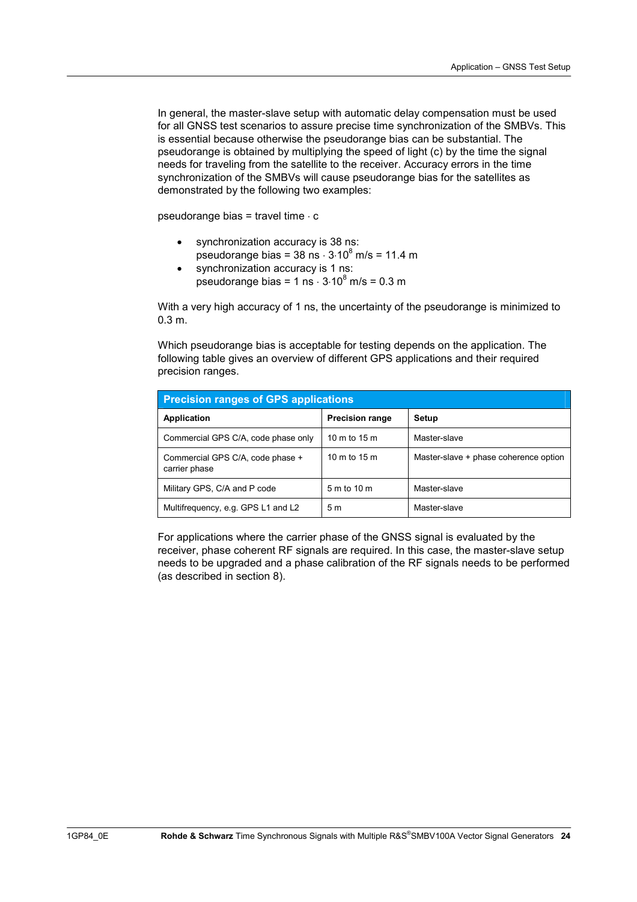In general, the master-slave setup with automatic delay compensation must be used for all GNSS test scenarios to assure precise time synchronization of the SMBVs. This is essential because otherwise the pseudorange bias can be substantial. The pseudorange is obtained by multiplying the speed of light (c) by the time the signal needs for traveling from the satellite to the receiver. Accuracy errors in the time synchronization of the SMBVs will cause pseudorange bias for the satellites as demonstrated by the following two examples:

pseudorange bias = travel time $\cdot$ c

- synchronization accuracy is 38 ns:
  pseudorange bias = 38 ns $\cdot$ $3{\cdot}10^8$ m/s = 11.4 m
- synchronization accuracy is 1 ns:
  pseudorange bias = 1 ns $\cdot$ $3{\cdot}10^8$ m/s = 0.3 m

With a very high accuracy of 1 ns, the uncertainty of the pseudorange is minimized to 0.3 m.

Which pseudorange bias is acceptable for testing depends on the application. The following table gives an overview of different GPS applications and their required precision ranges.

**Precision ranges of GPS applications**

| Application | Precision range | Setup |
| --- | --- | --- |
| Commercial GPS C/A, code phase only | 10 m to 15 m | Master-slave |
| Commercial GPS C/A, code phase + carrier phase | 10 m to 15 m | Master-slave + phase coherence option |
| Military GPS, C/A and P code | 5 m to 10 m | Master-slave |
| Multifrequency, e.g. GPS L1 and L2 | 5 m | Master-slave |

For applications where the carrier phase of the GNSS signal is evaluated by the receiver, phase coherent RF signals are required. In this case, the master-slave setup needs to be upgraded and a phase calibration of the RF signals needs to be performed (as described in section 8).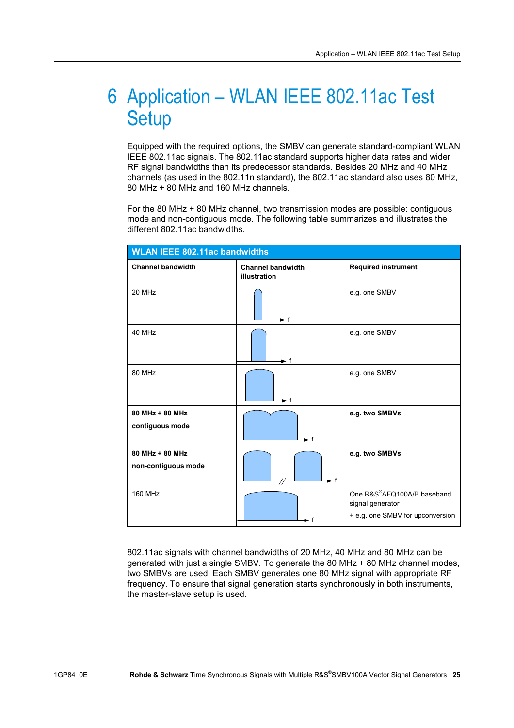# 6 Application – WLAN IEEE 802.11ac Test Setup

Equipped with the required options, the SMBV can generate standard-compliant WLAN IEEE 802.11ac signals. The 802.11ac standard supports higher data rates and wider RF signal bandwidths than its predecessor standards. Besides 20 MHz and 40 MHz channels (as used in the 802.11n standard), the 802.11ac standard also uses 80 MHz, 80 MHz + 80 MHz and 160 MHz channels.

For the 80 MHz + 80 MHz channel, two transmission modes are possible: contiguous mode and non-contiguous mode. The following table summarizes and illustrates the different 802.11ac bandwidths.

**WLAN IEEE 802.11ac bandwidths**

| Channel bandwidth | Channel bandwidth illustration | Required instrument |
|---|---|---|
| 20 MHz | | e.g. one SMBV |
| 40 MHz | | e.g. one SMBV |
| 80 MHz | | e.g. one SMBV |
| **80 MHz + 80 MHz contiguous mode** | | **e.g. two SMBVs** |
| **80 MHz + 80 MHz non-contiguous mode** | | **e.g. two SMBVs** |
| 160 MHz | | One R&S®AFQ100A/B baseband signal generator + e.g. one SMBV for upconversion |

802.11ac signals with channel bandwidths of 20 MHz, 40 MHz and 80 MHz can be generated with just a single SMBV. To generate the 80 MHz + 80 MHz channel modes, two SMBVs are used. Each SMBV generates one 80 MHz signal with appropriate RF frequency. To ensure that signal generation starts synchronously in both instruments, the master-slave setup is used.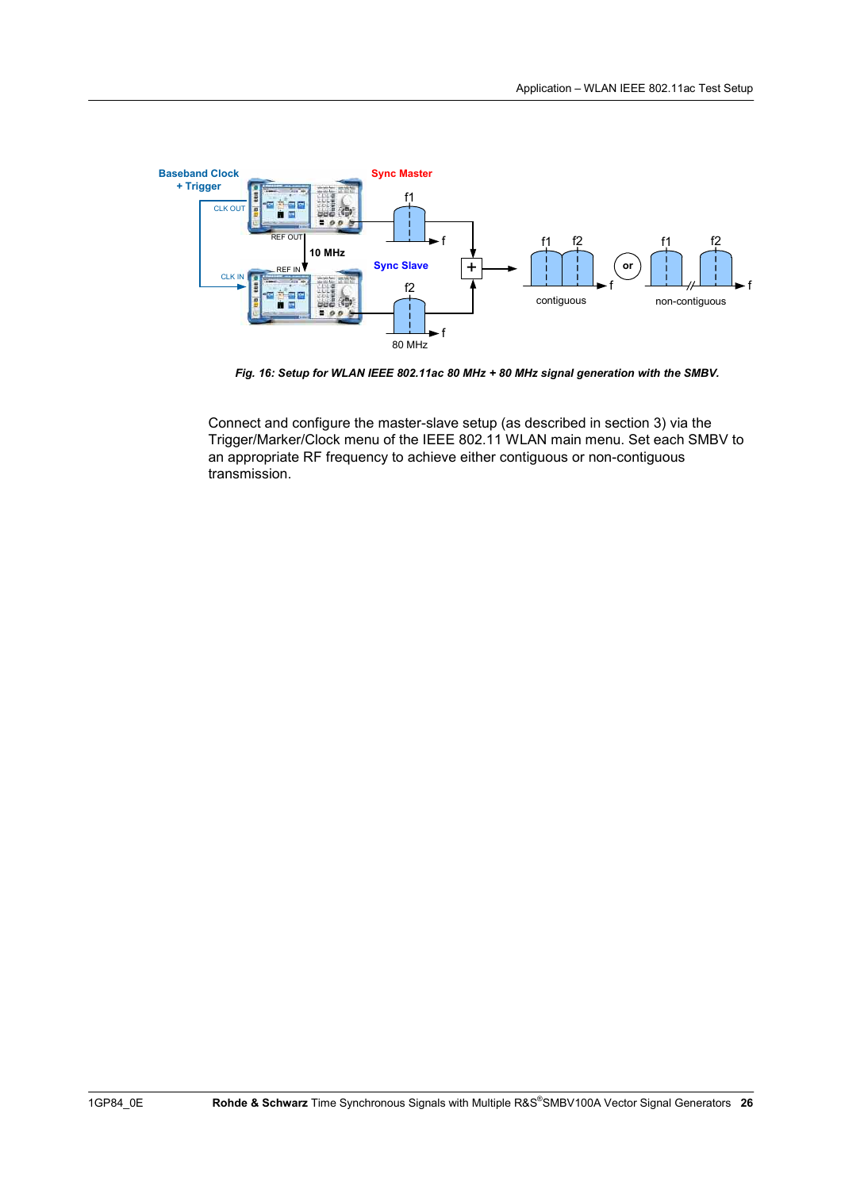*Fig. 16: Setup for WLAN IEEE 802.11ac 80 MHz + 80 MHz signal generation with the SMBV.*

Connect and configure the master-slave setup (as described in section 3) via the Trigger/Marker/Clock menu of the IEEE 802.11 WLAN main menu. Set each SMBV to an appropriate RF frequency to achieve either contiguous or non-contiguous transmission.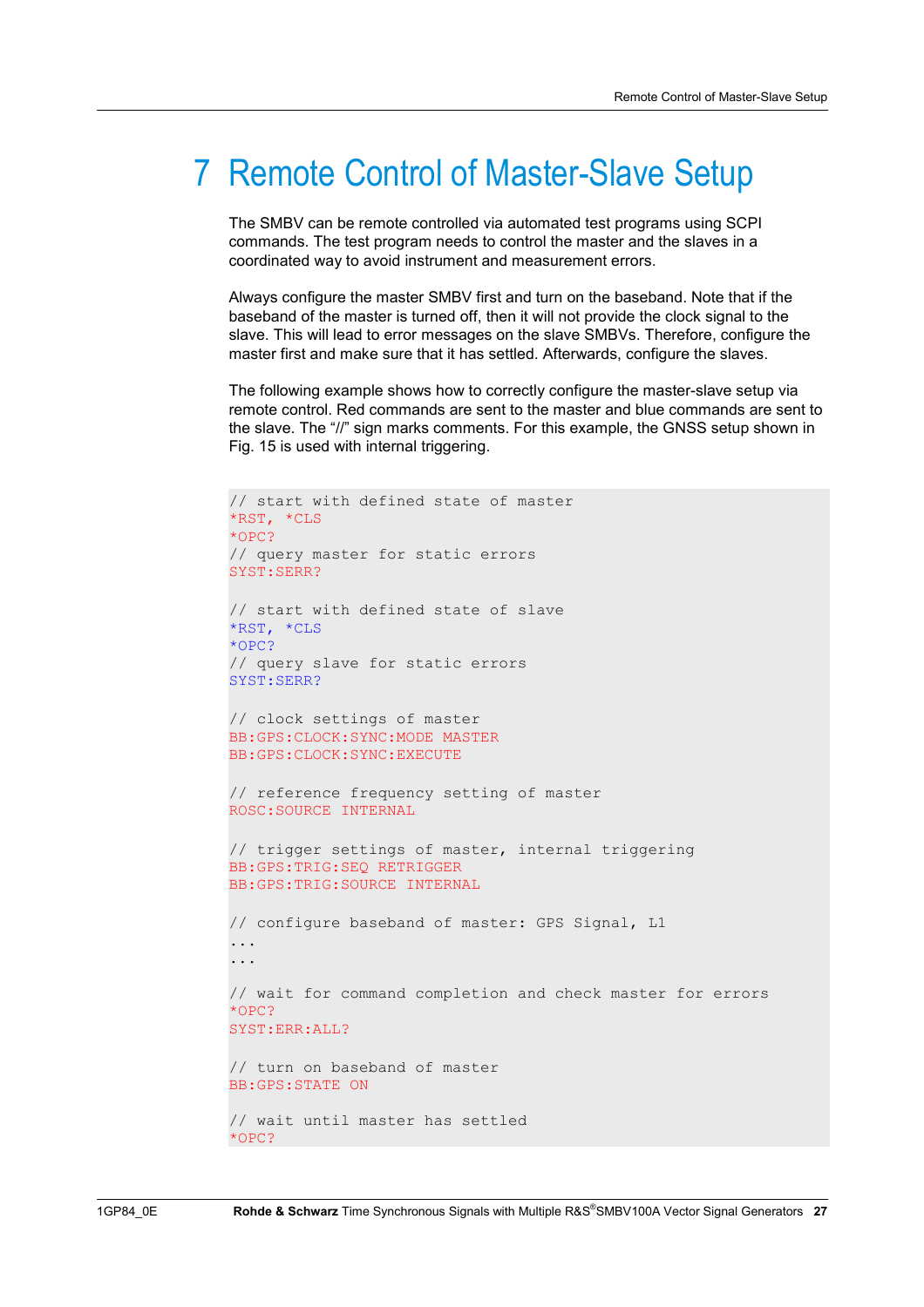# 7 Remote Control of Master-Slave Setup

The SMBV can be remote controlled via automated test programs using SCPI commands. The test program needs to control the master and the slaves in a coordinated way to avoid instrument and measurement errors.

Always configure the master SMBV first and turn on the baseband. Note that if the baseband of the master is turned off, then it will not provide the clock signal to the slave. This will lead to error messages on the slave SMBVs. Therefore, configure the master first and make sure that it has settled. Afterwards, configure the slaves.

The following example shows how to correctly configure the master-slave setup via remote control. Red commands are sent to the master and blue commands are sent to the slave. The "//" sign marks comments. For this example, the GNSS setup shown in Fig. 15 is used with internal triggering.

```
// start with defined state of master
*RST, *CLS
*OPC?
// query master for static errors
SYST:SERR?

// start with defined state of slave
*RST, *CLS
*OPC?
// query slave for static errors
SYST:SERR?

// clock settings of master
BB:GPS:CLOCK:SYNC:MODE MASTER
BB:GPS:CLOCK:SYNC:EXECUTE

// reference frequency setting of master
ROSC:SOURCE INTERNAL

// trigger settings of master, internal triggering
BB:GPS:TRIG:SEQ RETRIGGER
BB:GPS:TRIG:SOURCE INTERNAL

// configure baseband of master: GPS Signal, L1
...
...

// wait for command completion and check master for errors
*OPC?
SYST:ERR:ALL?

// turn on baseband of master
BB:GPS:STATE ON

// wait until master has settled
*OPC?
```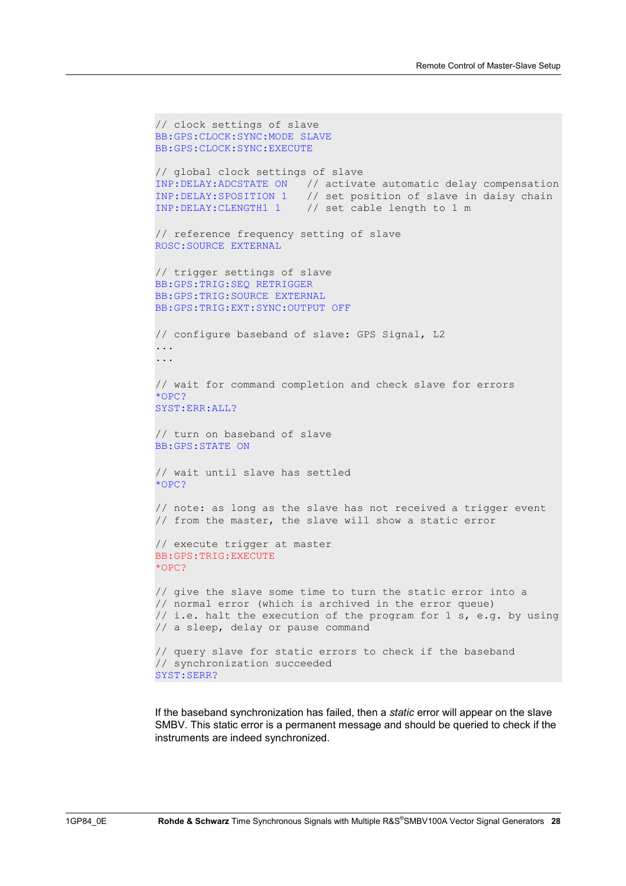```
// clock settings of slave
BB:GPS:CLOCK:SYNC:MODE SLAVE
BB:GPS:CLOCK:SYNC:EXECUTE

// global clock settings of slave
INP:DELAY:ADCSTATE ON    // activate automatic delay compensation
INP:DELAY:SPOSITION 1    // set position of slave in daisy chain
INP:DELAY:CLENGTH1 1     // set cable length to 1 m

// reference frequency setting of slave
ROSC:SOURCE EXTERNAL

// trigger settings of slave
BB:GPS:TRIG:SEQ RETRIGGER
BB:GPS:TRIG:SOURCE EXTERNAL
BB:GPS:TRIG:EXT:SYNC:OUTPUT OFF

// configure baseband of slave: GPS Signal, L2
...
...

// wait for command completion and check slave for errors
*OPC?
SYST:ERR:ALL?

// turn on baseband of slave
BB:GPS:STATE ON

// wait until slave has settled
*OPC?

// note: as long as the slave has not received a trigger event
// from the master, the slave will show a static error

// execute trigger at master
BB:GPS:TRIG:EXECUTE
*OPC?

// give the slave some time to turn the static error into a
// normal error (which is archived in the error queue)
// i.e. halt the execution of the program for 1 s, e.g. by using
// a sleep, delay or pause command

// query slave for static errors to check if the baseband
// synchronization succeeded
SYST:SERR?
```

If the baseband synchronization has failed, then a *static* error will appear on the slave SMBV. This static error is a permanent message and should be queried to check if the instruments are indeed synchronized.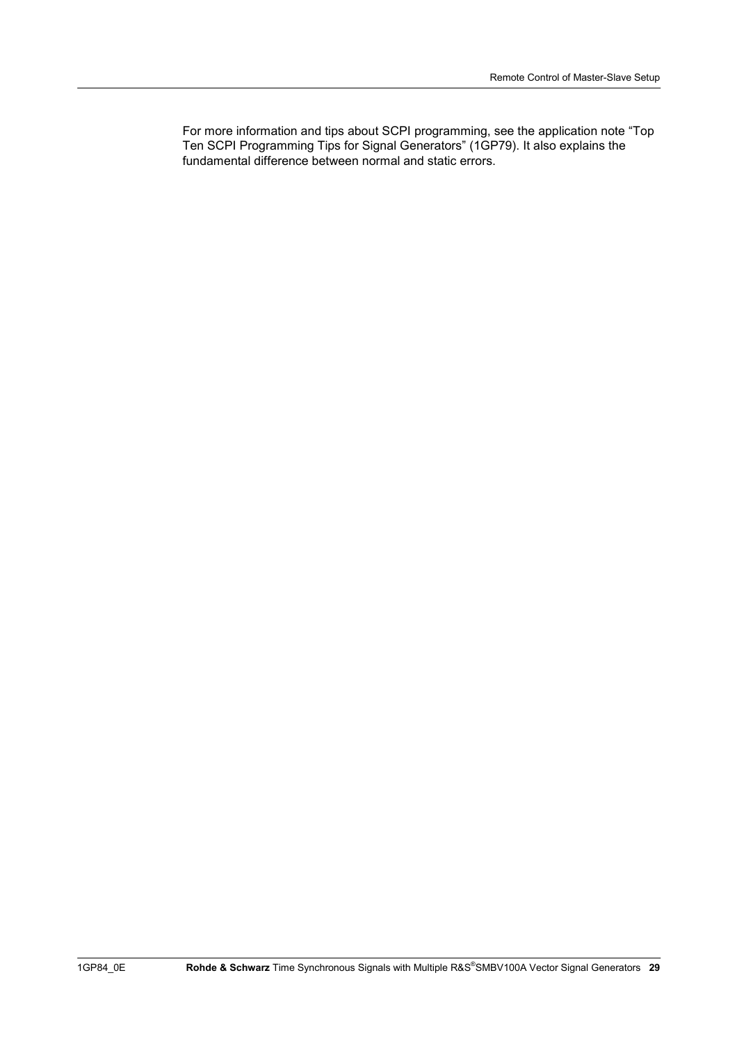For more information and tips about SCPI programming, see the application note "Top Ten SCPI Programming Tips for Signal Generators" (1GP79). It also explains the fundamental difference between normal and static errors.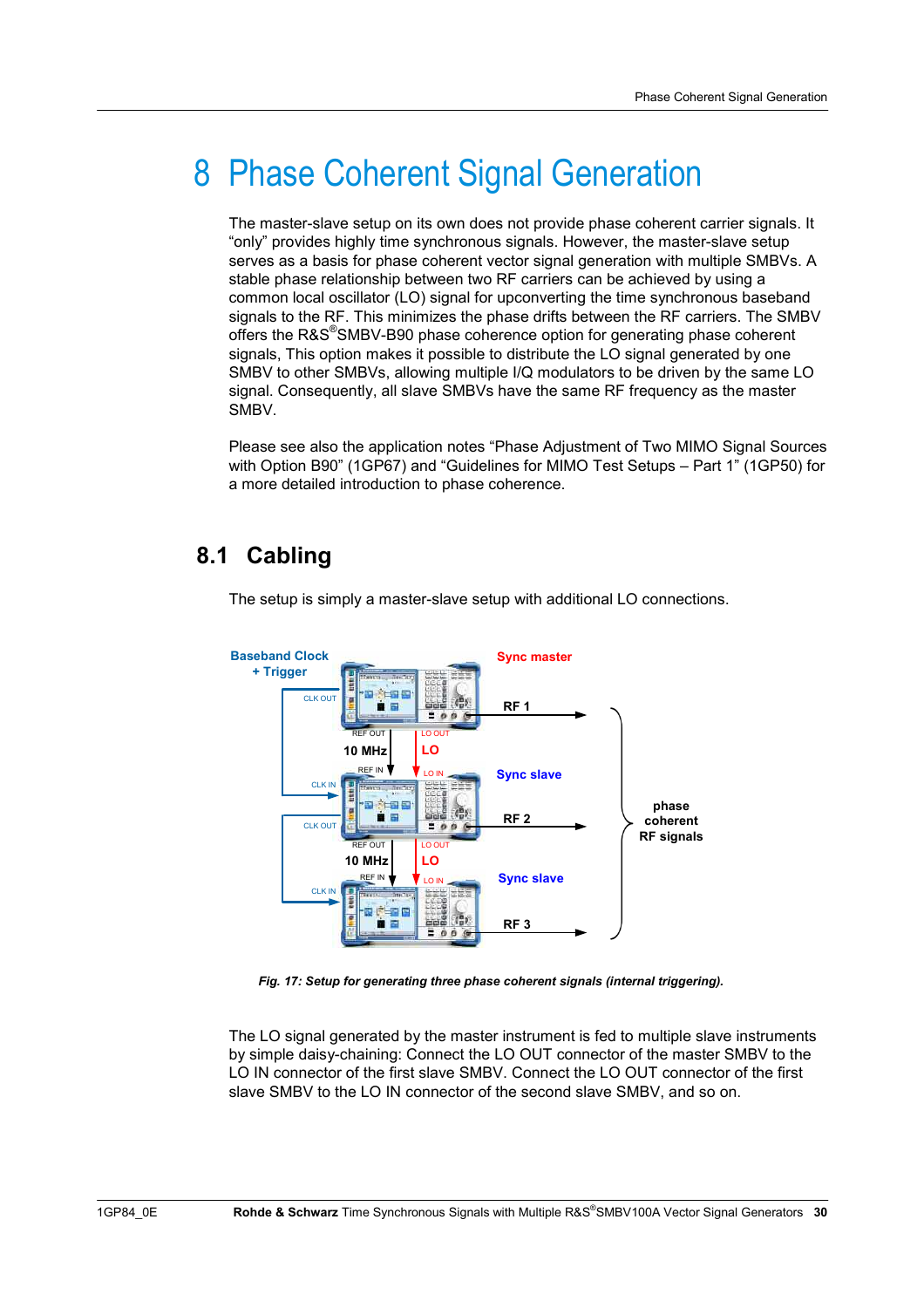# 8 Phase Coherent Signal Generation

The master-slave setup on its own does not provide phase coherent carrier signals. It “only” provides highly time synchronous signals. However, the master-slave setup serves as a basis for phase coherent vector signal generation with multiple SMBVs. A stable phase relationship between two RF carriers can be achieved by using a common local oscillator (LO) signal for upconverting the time synchronous baseband signals to the RF. This minimizes the phase drifts between the RF carriers. The SMBV offers the R&S®SMBV-B90 phase coherence option for generating phase coherent signals, This option makes it possible to distribute the LO signal generated by one SMBV to other SMBVs, allowing multiple I/Q modulators to be driven by the same LO signal. Consequently, all slave SMBVs have the same RF frequency as the master SMBV.

Please see also the application notes “Phase Adjustment of Two MIMO Signal Sources with Option B90” (1GP67) and “Guidelines for MIMO Test Setups – Part 1” (1GP50) for a more detailed introduction to phase coherence.

## 8.1 Cabling

The setup is simply a master-slave setup with additional LO connections.

*Fig. 17: Setup for generating three phase coherent signals (internal triggering).*

The LO signal generated by the master instrument is fed to multiple slave instruments by simple daisy-chaining: Connect the LO OUT connector of the master SMBV to the LO IN connector of the first slave SMBV. Connect the LO OUT connector of the first slave SMBV to the LO IN connector of the second slave SMBV, and so on.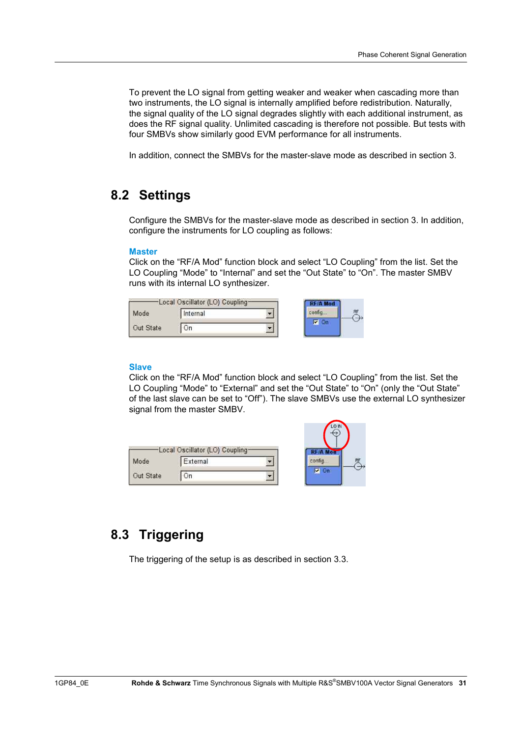To prevent the LO signal from getting weaker and weaker when cascading more than two instruments, the LO signal is internally amplified before redistribution. Naturally, the signal quality of the LO signal degrades slightly with each additional instrument, as does the RF signal quality. Unlimited cascading is therefore not possible. But tests with four SMBVs show similarly good EVM performance for all instruments.

In addition, connect the SMBVs for the master-slave mode as described in section 3.

## 8.2 Settings

Configure the SMBVs for the master-slave mode as described in section 3. In addition, configure the instruments for LO coupling as follows:

### Master

Click on the “RF/A Mod” function block and select “LO Coupling” from the list. Set the LO Coupling “Mode” to “Internal” and set the “Out State” to “On”. The master SMBV runs with its internal LO synthesizer.

### Slave

Click on the “RF/A Mod” function block and select “LO Coupling” from the list. Set the LO Coupling “Mode” to “External” and set the “Out State” to “On” (only the “Out State” of the last slave can be set to “Off”). The slave SMBVs use the external LO synthesizer signal from the master SMBV.

## 8.3 Triggering

The triggering of the setup is as described in section 3.3.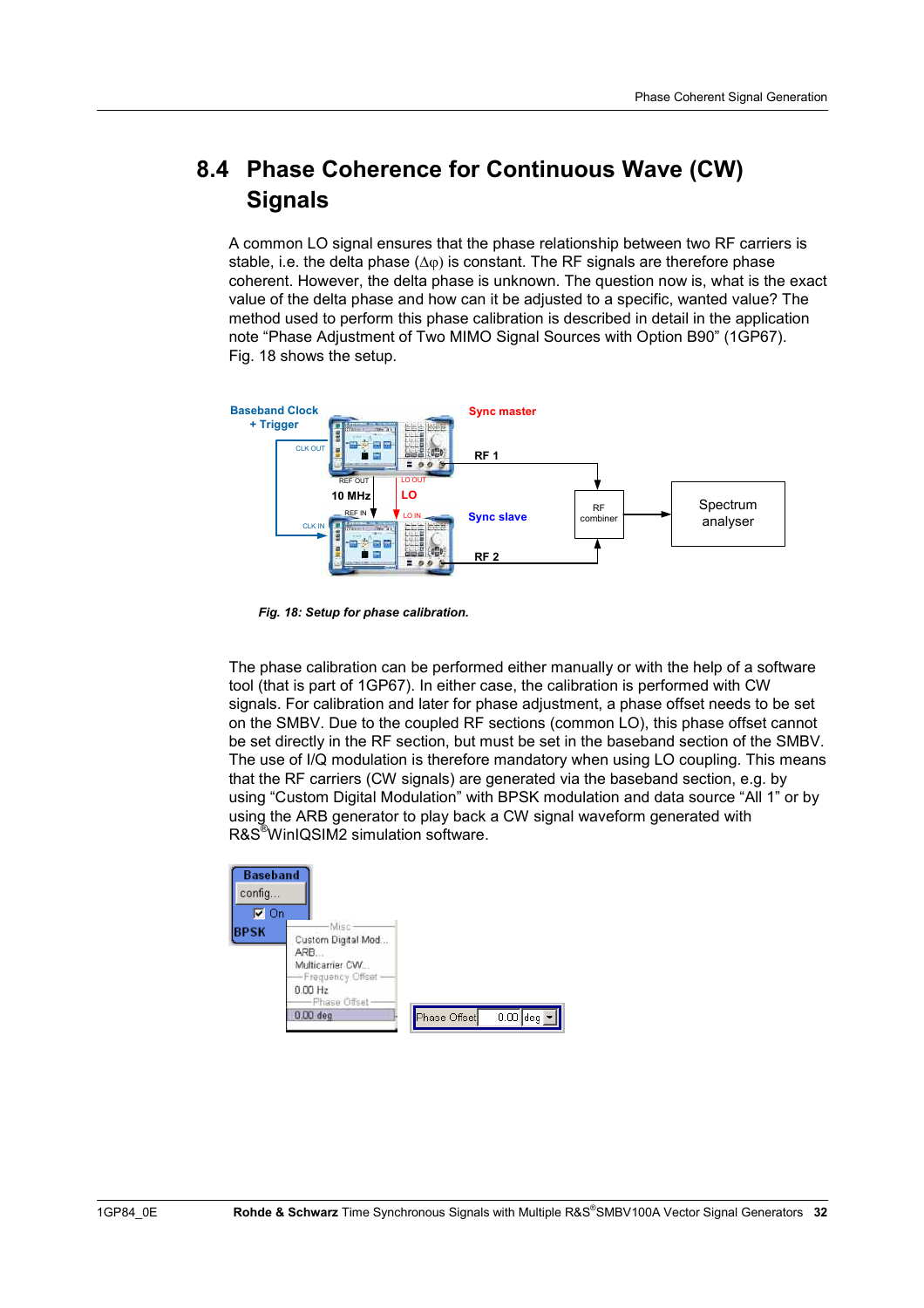## 8.4 Phase Coherence for Continuous Wave (CW) Signals

A common LO signal ensures that the phase relationship between two RF carriers is stable, i.e. the delta phase ($\Delta\varphi$) is constant. The RF signals are therefore phase coherent. However, the delta phase is unknown. The question now is, what is the exact value of the delta phase and how can it be adjusted to a specific, wanted value? The method used to perform this phase calibration is described in detail in the application note “Phase Adjustment of Two MIMO Signal Sources with Option B90” (1GP67). Fig. 18 shows the setup.

*Fig. 18: Setup for phase calibration.*

The phase calibration can be performed either manually or with the help of a software tool (that is part of 1GP67). In either case, the calibration is performed with CW signals. For calibration and later for phase adjustment, a phase offset needs to be set on the SMBV. Due to the coupled RF sections (common LO), this phase offset cannot be set directly in the RF section, but must be set in the baseband section of the SMBV. The use of I/Q modulation is therefore mandatory when using LO coupling. This means that the RF carriers (CW signals) are generated via the baseband section, e.g. by using “Custom Digital Modulation” with BPSK modulation and data source “All 1” or by using the ARB generator to play back a CW signal waveform generated with R&S®WinIQSIM2 simulation software.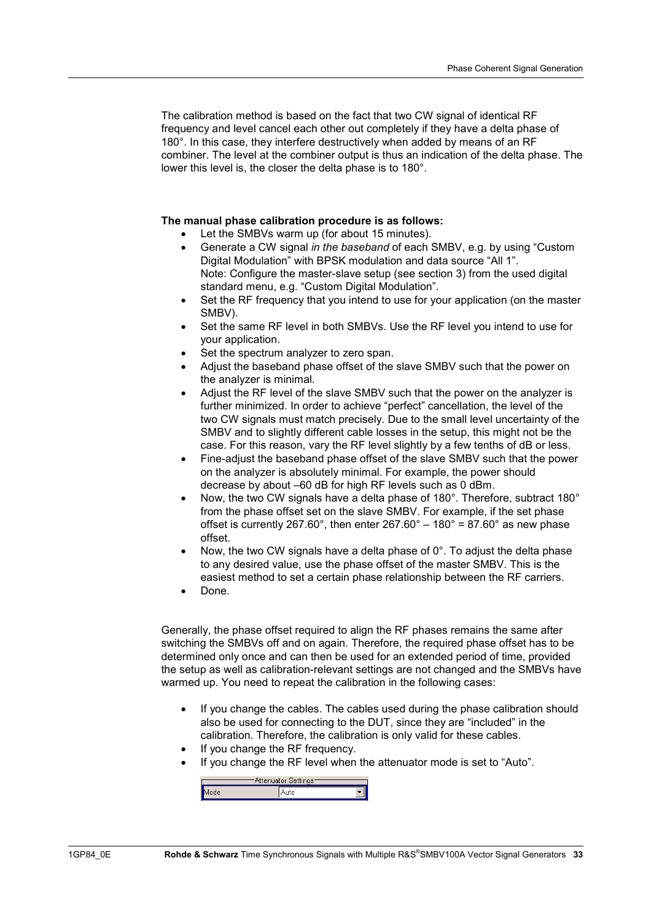The calibration method is based on the fact that two CW signal of identical RF frequency and level cancel each other out completely if they have a delta phase of 180°. In this case, they interfere destructively when added by means of an RF combiner. The level at the combiner output is thus an indication of the delta phase. The lower this level is, the closer the delta phase is to 180°.

**The manual phase calibration procedure is as follows:**

- Let the SMBVs warm up (for about 15 minutes).
- Generate a CW signal *in the baseband* of each SMBV, e.g. by using “Custom Digital Modulation” with BPSK modulation and data source “All 1”.
  Note: Configure the master-slave setup (see section 3) from the used digital standard menu, e.g. “Custom Digital Modulation”.
- Set the RF frequency that you intend to use for your application (on the master SMBV).
- Set the same RF level in both SMBVs. Use the RF level you intend to use for your application.
- Set the spectrum analyzer to zero span.
- Adjust the baseband phase offset of the slave SMBV such that the power on the analyzer is minimal.
- Adjust the RF level of the slave SMBV such that the power on the analyzer is further minimized. In order to achieve “perfect” cancellation, the level of the two CW signals must match precisely. Due to the small level uncertainty of the SMBV and to slightly different cable losses in the setup, this might not be the case. For this reason, vary the RF level slightly by a few tenths of dB or less.
- Fine-adjust the baseband phase offset of the slave SMBV such that the power on the analyzer is absolutely minimal. For example, the power should decrease by about –60 dB for high RF levels such as 0 dBm.
- Now, the two CW signals have a delta phase of 180°. Therefore, subtract 180° from the phase offset set on the slave SMBV. For example, if the set phase offset is currently 267.60°, then enter 267.60° – 180° = 87.60° as new phase offset.
- Now, the two CW signals have a delta phase of 0°. To adjust the delta phase to any desired value, use the phase offset of the master SMBV. This is the easiest method to set a certain phase relationship between the RF carriers.
- Done.

Generally, the phase offset required to align the RF phases remains the same after switching the SMBVs off and on again. Therefore, the required phase offset has to be determined only once and can then be used for an extended period of time, provided the setup as well as calibration-relevant settings are not changed and the SMBVs have warmed up. You need to repeat the calibration in the following cases:

- If you change the cables. The cables used during the phase calibration should also be used for connecting to the DUT, since they are “included” in the calibration. Therefore, the calibration is only valid for these cables.
- If you change the RF frequency.
- If you change the RF level when the attenuator mode is set to “Auto”.

| Attenuator Settings | |
|---|---|
| Mode | Auto |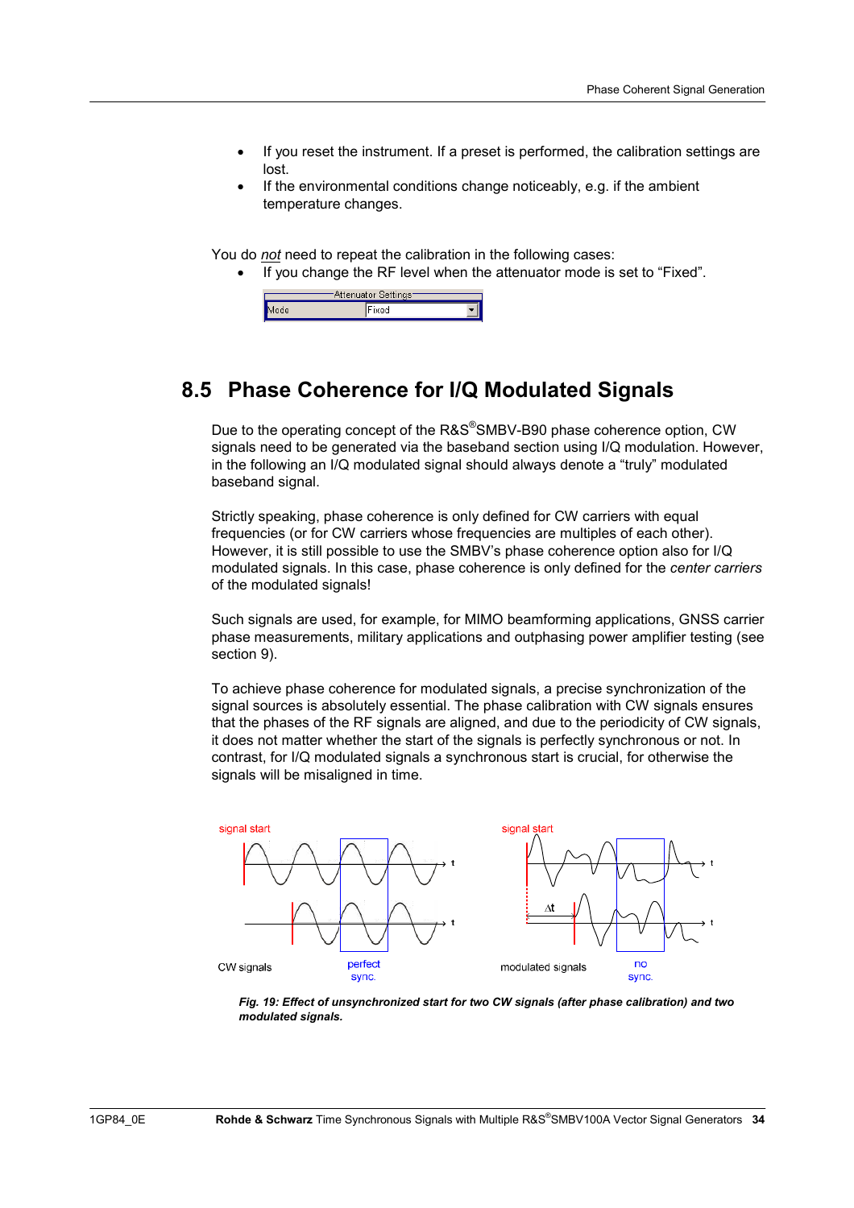- If you reset the instrument. If a preset is performed, the calibration settings are lost.
- If the environmental conditions change noticeably, e.g. if the ambient temperature changes.

You do *not* need to repeat the calibration in the following cases:

- If you change the RF level when the attenuator mode is set to "Fixed".

## 8.5 Phase Coherence for I/Q Modulated Signals

Due to the operating concept of the R&S®SMBV-B90 phase coherence option, CW signals need to be generated via the baseband section using I/Q modulation. However, in the following an I/Q modulated signal should always denote a "truly" modulated baseband signal.

Strictly speaking, phase coherence is only defined for CW carriers with equal frequencies (or for CW carriers whose frequencies are multiples of each other). However, it is still possible to use the SMBV's phase coherence option also for I/Q modulated signals. In this case, phase coherence is only defined for the *center carriers* of the modulated signals!

Such signals are used, for example, for MIMO beamforming applications, GNSS carrier phase measurements, military applications and outphasing power amplifier testing (see section 9).

To achieve phase coherence for modulated signals, a precise synchronization of the signal sources is absolutely essential. The phase calibration with CW signals ensures that the phases of the RF signals are aligned, and due to the periodicity of CW signals, it does not matter whether the start of the signals is perfectly synchronous or not. In contrast, for I/Q modulated signals a synchronous start is crucial, for otherwise the signals will be misaligned in time.

***Fig. 19: Effect of unsynchronized start for two CW signals (after phase calibration) and two modulated signals.***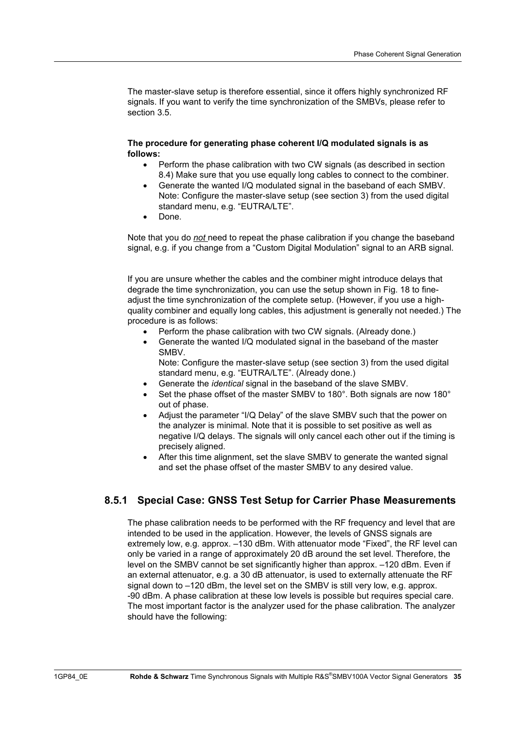The master-slave setup is therefore essential, since it offers highly synchronized RF signals. If you want to verify the time synchronization of the SMBVs, please refer to section 3.5.

**The procedure for generating phase coherent I/Q modulated signals is as follows:**

- Perform the phase calibration with two CW signals (as described in section 8.4) Make sure that you use equally long cables to connect to the combiner.
- Generate the wanted I/Q modulated signal in the baseband of each SMBV. Note: Configure the master-slave setup (see section 3) from the used digital standard menu, e.g. “EUTRA/LTE”.
- Done.

Note that you do *not* need to repeat the phase calibration if you change the baseband signal, e.g. if you change from a “Custom Digital Modulation” signal to an ARB signal.

If you are unsure whether the cables and the combiner might introduce delays that degrade the time synchronization, you can use the setup shown in Fig. 18 to fine-adjust the time synchronization of the complete setup. (However, if you use a high-quality combiner and equally long cables, this adjustment is generally not needed.) The procedure is as follows:

- Perform the phase calibration with two CW signals. (Already done.)
- Generate the wanted I/Q modulated signal in the baseband of the master SMBV.
  Note: Configure the master-slave setup (see section 3) from the used digital standard menu, e.g. “EUTRA/LTE”. (Already done.)
- Generate the *identical* signal in the baseband of the slave SMBV.
- Set the phase offset of the master SMBV to 180°. Both signals are now 180° out of phase.
- Adjust the parameter “I/Q Delay” of the slave SMBV such that the power on the analyzer is minimal. Note that it is possible to set positive as well as negative I/Q delays. The signals will only cancel each other out if the timing is precisely aligned.
- After this time alignment, set the slave SMBV to generate the wanted signal and set the phase offset of the master SMBV to any desired value.

### 8.5.1 Special Case: GNSS Test Setup for Carrier Phase Measurements

The phase calibration needs to be performed with the RF frequency and level that are intended to be used in the application. However, the levels of GNSS signals are extremely low, e.g. approx. –130 dBm. With attenuator mode “Fixed”, the RF level can only be varied in a range of approximately 20 dB around the set level. Therefore, the level on the SMBV cannot be set significantly higher than approx. –120 dBm. Even if an external attenuator, e.g. a 30 dB attenuator, is used to externally attenuate the RF signal down to –120 dBm, the level set on the SMBV is still very low, e.g. approx. -90 dBm. A phase calibration at these low levels is possible but requires special care. The most important factor is the analyzer used for the phase calibration. The analyzer should have the following: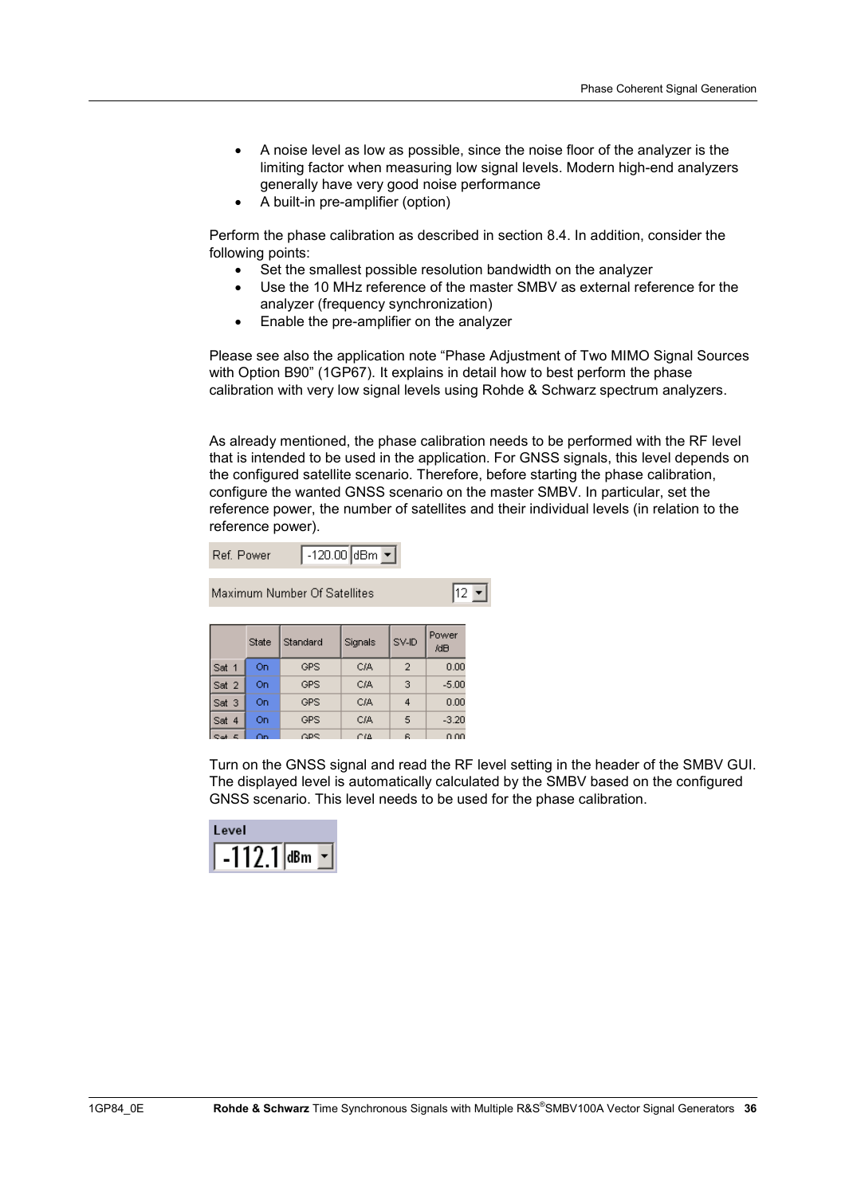- A noise level as low as possible, since the noise floor of the analyzer is the limiting factor when measuring low signal levels. Modern high-end analyzers generally have very good noise performance
- A built-in pre-amplifier (option)

Perform the phase calibration as described in section 8.4. In addition, consider the following points:

- Set the smallest possible resolution bandwidth on the analyzer
- Use the 10 MHz reference of the master SMBV as external reference for the analyzer (frequency synchronization)
- Enable the pre-amplifier on the analyzer

Please see also the application note “Phase Adjustment of Two MIMO Signal Sources with Option B90” (1GP67). It explains in detail how to best perform the phase calibration with very low signal levels using Rohde & Schwarz spectrum analyzers.

As already mentioned, the phase calibration needs to be performed with the RF level that is intended to be used in the application. For GNSS signals, this level depends on the configured satellite scenario. Therefore, before starting the phase calibration, configure the wanted GNSS scenario on the master SMBV. In particular, set the reference power, the number of satellites and their individual levels (in relation to the reference power).

Ref. Power: -120.00 dBm

Maximum Number Of Satellites: 12

| | State | Standard | Signals | SV-ID | Power /dB |
|---|---|---|---|---|---|
| Sat 1 | On | GPS | C/A | 2 | 0.00 |
| Sat 2 | On | GPS | C/A | 3 | -5.00 |
| Sat 3 | On | GPS | C/A | 4 | 0.00 |
| Sat 4 | On | GPS | C/A | 5 | -3.20 |
| Sat 5 | On | GPS | C/A | 6 | 0.00 |

Turn on the GNSS signal and read the RF level setting in the header of the SMBV GUI. The displayed level is automatically calculated by the SMBV based on the configured GNSS scenario. This level needs to be used for the phase calibration.

Level: -112.1 dBm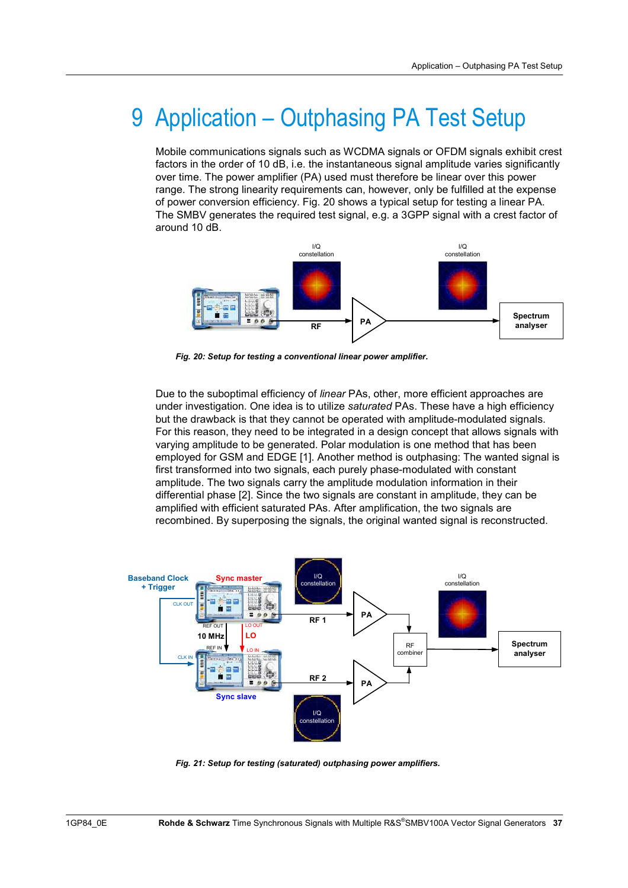# 9 Application – Outphasing PA Test Setup

Mobile communications signals such as WCDMA signals or OFDM signals exhibit crest factors in the order of 10 dB, i.e. the instantaneous signal amplitude varies significantly over time. The power amplifier (PA) used must therefore be linear over this power range. The strong linearity requirements can, however, only be fulfilled at the expense of power conversion efficiency. Fig. 20 shows a typical setup for testing a linear PA. The SMBV generates the required test signal, e.g. a 3GPP signal with a crest factor of around 10 dB.

***Fig. 20: Setup for testing a conventional linear power amplifier.***

Due to the suboptimal efficiency of *linear* PAs, other, more efficient approaches are under investigation. One idea is to utilize *saturated* PAs. These have a high efficiency but the drawback is that they cannot be operated with amplitude-modulated signals. For this reason, they need to be integrated in a design concept that allows signals with varying amplitude to be generated. Polar modulation is one method that has been employed for GSM and EDGE [1]. Another method is outphasing: The wanted signal is first transformed into two signals, each purely phase-modulated with constant amplitude. The two signals carry the amplitude modulation information in their differential phase [2]. Since the two signals are constant in amplitude, they can be amplified with efficient saturated PAs. After amplification, the two signals are recombined. By superposing the signals, the original wanted signal is reconstructed.

***Fig. 21: Setup for testing (saturated) outphasing power amplifiers.***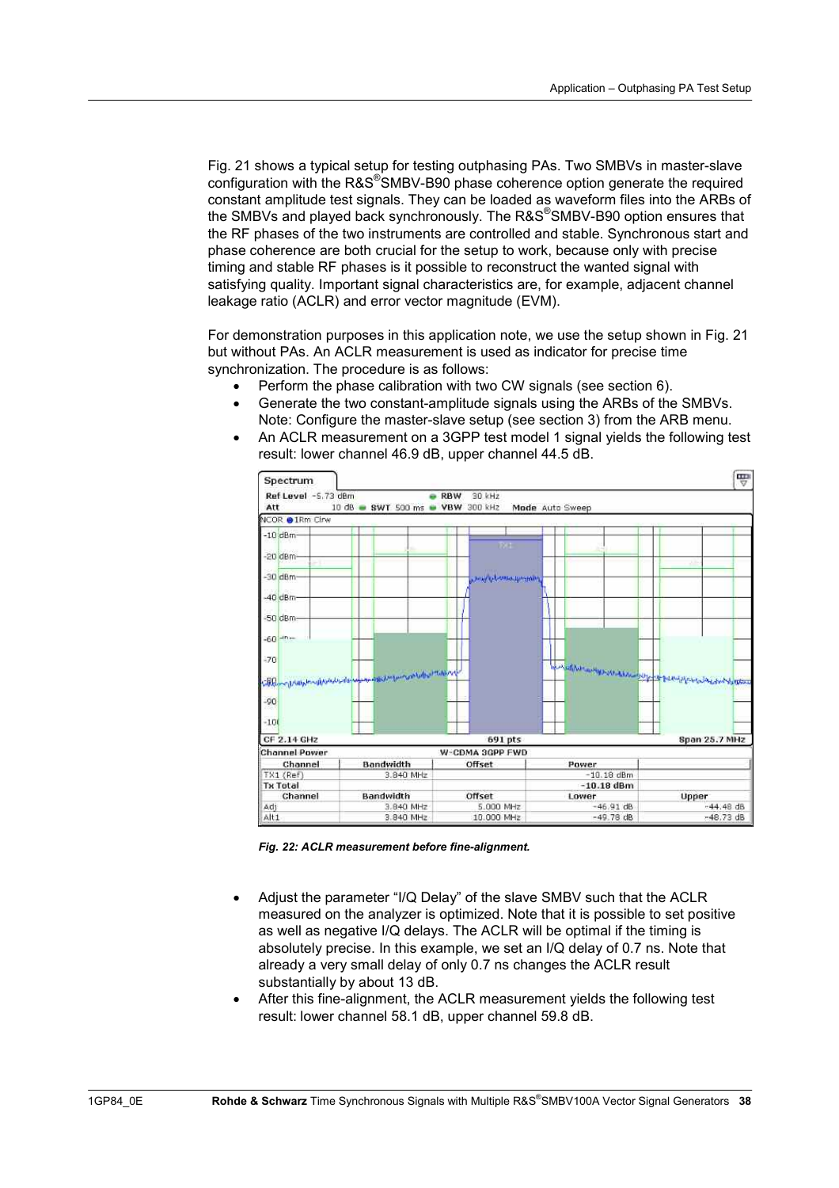Fig. 21 shows a typical setup for testing outphasing PAs. Two SMBVs in master-slave configuration with the R&S®SMBV-B90 phase coherence option generate the required constant amplitude test signals. They can be loaded as waveform files into the ARBs of the SMBVs and played back synchronously. The R&S®SMBV-B90 option ensures that the RF phases of the two instruments are controlled and stable. Synchronous start and phase coherence are both crucial for the setup to work, because only with precise timing and stable RF phases is it possible to reconstruct the wanted signal with satisfying quality. Important signal characteristics are, for example, adjacent channel leakage ratio (ACLR) and error vector magnitude (EVM).

For demonstration purposes in this application note, we use the setup shown in Fig. 21 but without PAs. An ACLR measurement is used as indicator for precise time synchronization. The procedure is as follows:

- Perform the phase calibration with two CW signals (see section 6).
- Generate the two constant-amplitude signals using the ARBs of the SMBVs. Note: Configure the master-slave setup (see section 3) from the ARB menu.
- An ACLR measurement on a 3GPP test model 1 signal yields the following test result: lower channel 46.9 dB, upper channel 44.5 dB.

*Fig. 22: ACLR measurement before fine-alignment.*

- Adjust the parameter "I/Q Delay" of the slave SMBV such that the ACLR measured on the analyzer is optimized. Note that it is possible to set positive as well as negative I/Q delays. The ACLR will be optimal if the timing is absolutely precise. In this example, we set an I/Q delay of 0.7 ns. Note that already a very small delay of only 0.7 ns changes the ACLR result substantially by about 13 dB.
- After this fine-alignment, the ACLR measurement yields the following test result: lower channel 58.1 dB, upper channel 59.8 dB.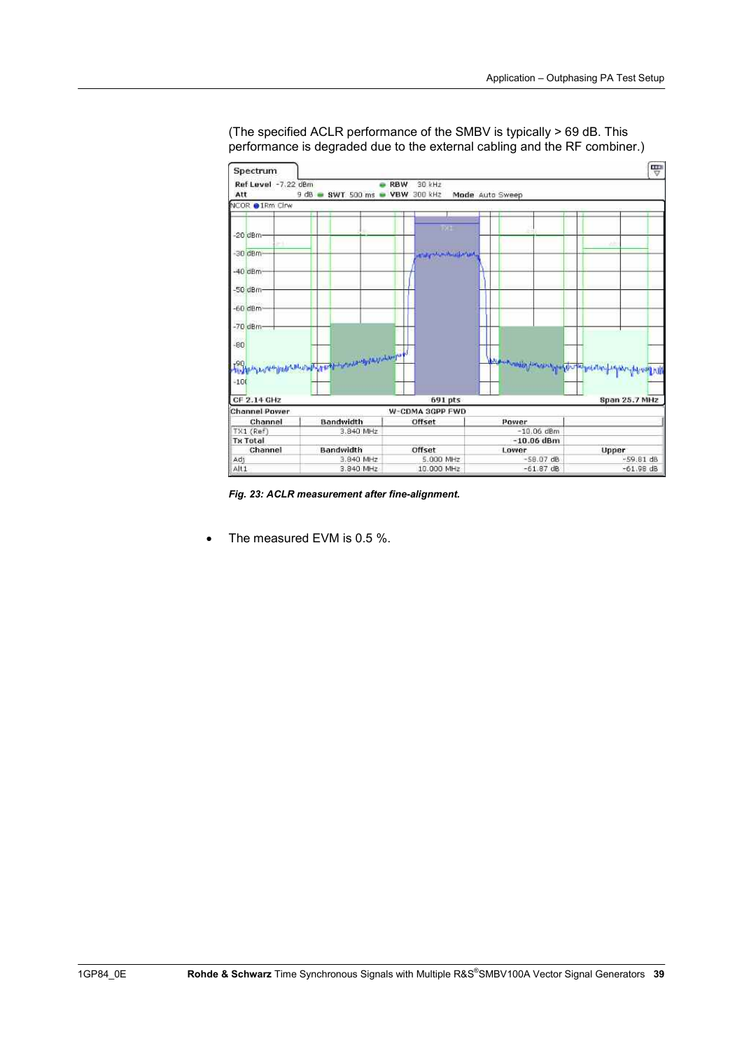(The specified ACLR performance of the SMBV is typically > 69 dB. This performance is degraded due to the external cabling and the RF combiner.)

| Channel | Bandwidth | Offset | Power | |
|---|---|---|---|---|
| TX1 (Ref) | 3.840 MHz | | -10.06 dBm | |
| Tx Total | | | -10.06 dBm | |
| **Channel** | **Bandwidth** | **Offset** | **Lower** | **Upper** |
| Adj | 3.840 MHz | 5.000 MHz | -58.07 dB | -59.81 dB |
| Alt1 | 3.840 MHz | 10.000 MHz | -61.87 dB | -61.98 dB |

***Fig. 23: ACLR measurement after fine-alignment.***

- The measured EVM is 0.5 %.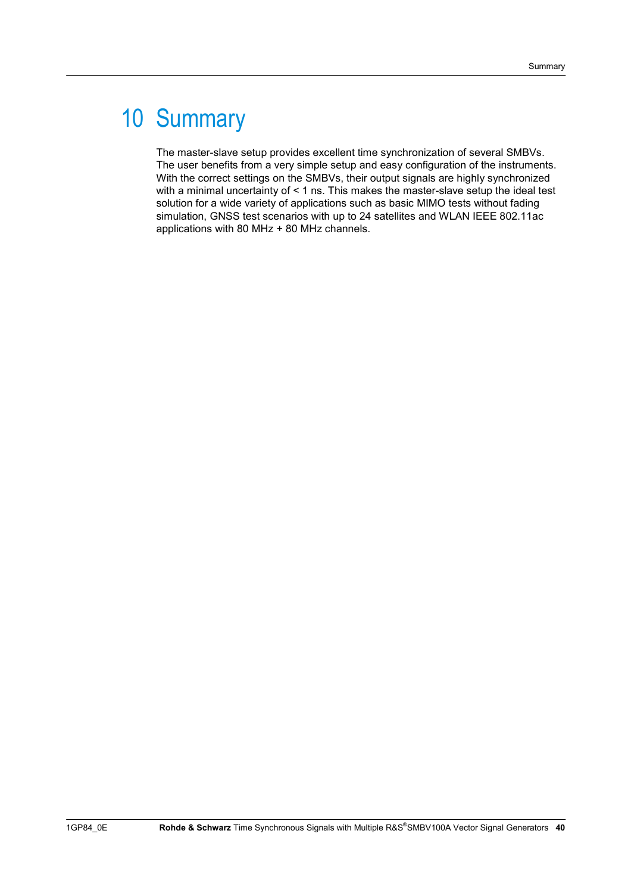# 10 Summary

The master-slave setup provides excellent time synchronization of several SMBVs. The user benefits from a very simple setup and easy configuration of the instruments. With the correct settings on the SMBVs, their output signals are highly synchronized with a minimal uncertainty of < 1 ns. This makes the master-slave setup the ideal test solution for a wide variety of applications such as basic MIMO tests without fading simulation, GNSS test scenarios with up to 24 satellites and WLAN IEEE 802.11ac applications with 80 MHz + 80 MHz channels.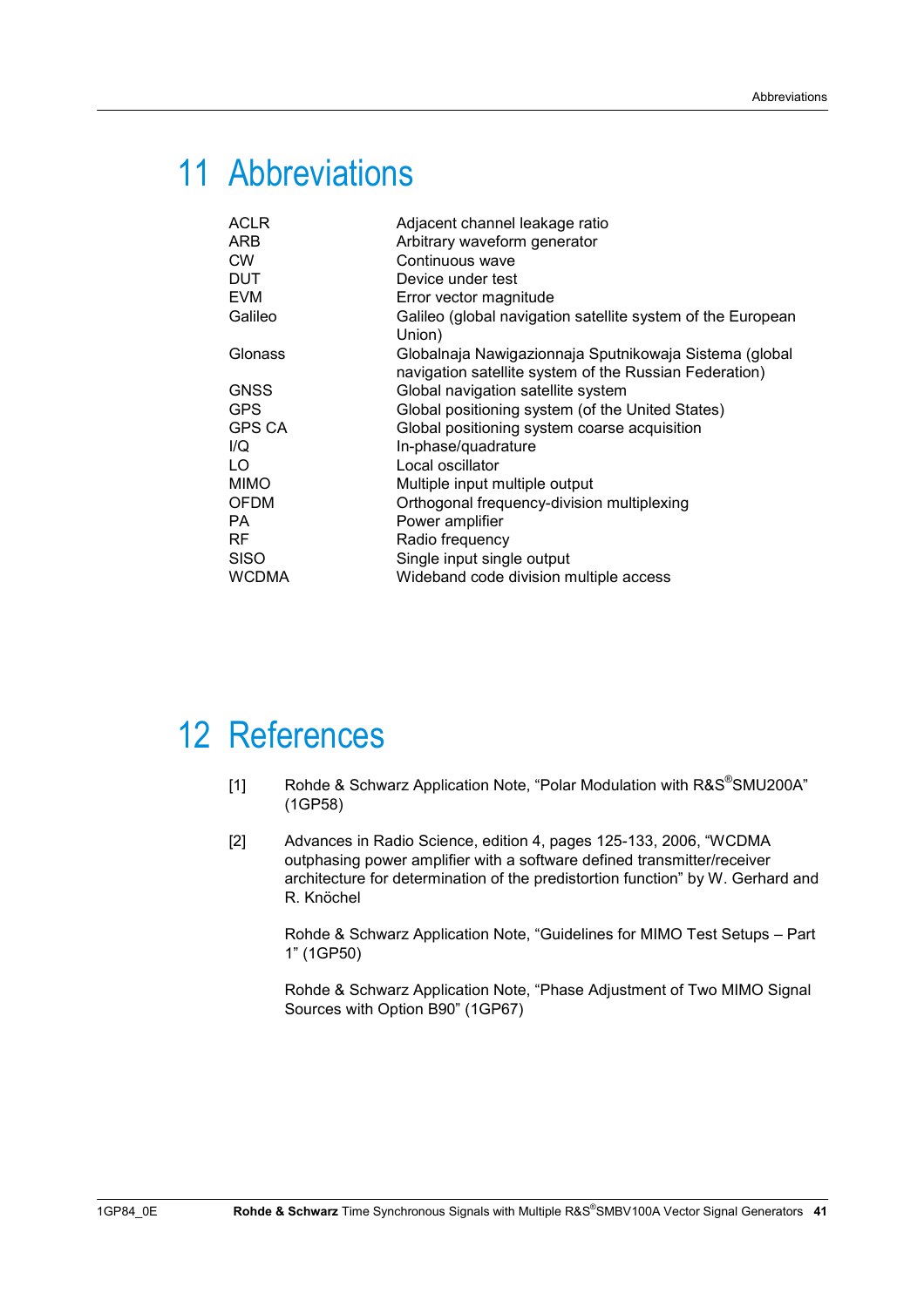# 11 Abbreviations

| | |
|---|---|
| ACLR | Adjacent channel leakage ratio |
| ARB | Arbitrary waveform generator |
| CW | Continuous wave |
| DUT | Device under test |
| EVM | Error vector magnitude |
| Galileo | Galileo (global navigation satellite system of the European Union) |
| Glonass | Globalnaja Nawigazionnaja Sputnikowaja Sistema (global navigation satellite system of the Russian Federation) |
| GNSS | Global navigation satellite system |
| GPS | Global positioning system (of the United States) |
| GPS CA | Global positioning system coarse acquisition |
| I/Q | In-phase/quadrature |
| LO | Local oscillator |
| MIMO | Multiple input multiple output |
| OFDM | Orthogonal frequency-division multiplexing |
| PA | Power amplifier |
| RF | Radio frequency |
| SISO | Single input single output |
| WCDMA | Wideband code division multiple access |

# 12 References

[1] Rohde & Schwarz Application Note, “Polar Modulation with R&S®SMU200A” (1GP58)

[2] Advances in Radio Science, edition 4, pages 125-133, 2006, “WCDMA outphasing power amplifier with a software defined transmitter/receiver architecture for determination of the predistortion function” by W. Gerhard and R. Knöchel

Rohde & Schwarz Application Note, “Guidelines for MIMO Test Setups – Part 1” (1GP50)

Rohde & Schwarz Application Note, “Phase Adjustment of Two MIMO Signal Sources with Option B90” (1GP67)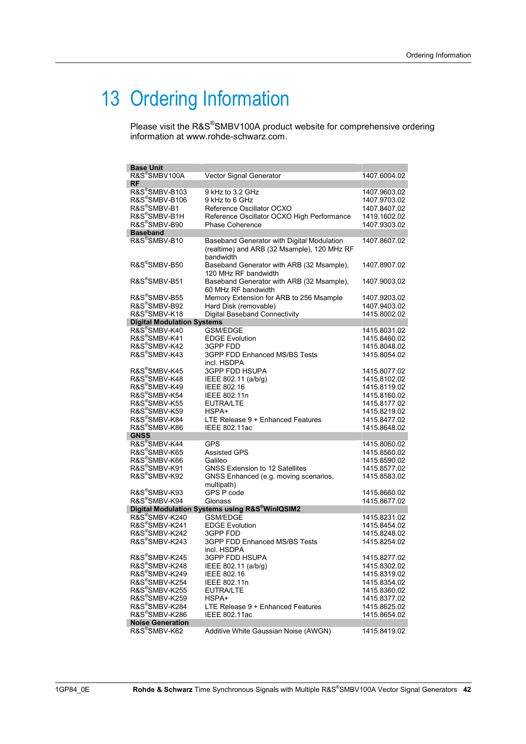# 13 Ordering Information

Please visit the R&S®SMBV100A product website for comprehensive ordering information at www.rohde-schwarz.com.

| **Base Unit** | | |
|---|---|---|
| R&S®SMBV100A | Vector Signal Generator | 1407.6004.02 |
| **RF** | | |
| R&S®SMBV-B103 | 9 kHz to 3.2 GHz | 1407.9603.02 |
| R&S®SMBV-B106 | 9 kHz to 6 GHz | 1407.9703.02 |
| R&S®SMBV-B1 | Reference Oscillator OCXO | 1407.8407.02 |
| R&S®SMBV-B1H | Reference Oscillator OCXO High Performance | 1419.1602.02 |
| R&S®SMBV-B90 | Phase Coherence | 1407.9303.02 |
| **Baseband** | | |
| R&S®SMBV-B10 | Baseband Generator with Digital Modulation (realtime) and ARB (32 Msample), 120 MHz RF bandwidth | 1407.8607.02 |
| R&S®SMBV-B50 | Baseband Generator with ARB (32 Msample), 120 MHz RF bandwidth | 1407.8907.02 |
| R&S®SMBV-B51 | Baseband Generator with ARB (32 Msample), 60 MHz RF bandwidth | 1407.9003.02 |
| R&S®SMBV-B55 | Memory Extension for ARB to 256 Msample | 1407.9203.02 |
| R&S®SMBV-B92 | Hard Disk (removable) | 1407.9403.02 |
| R&S®SMBV-K18 | Digital Baseband Connectivity | 1415.8002.02 |
| **Digital Modulation Systems** | | |
| R&S®SMBV-K40 | GSM/EDGE | 1415.8031.02 |
| R&S®SMBV-K41 | EDGE Evolution | 1415.8460.02 |
| R&S®SMBV-K42 | 3GPP FDD | 1415.8048.02 |
| R&S®SMBV-K43 | 3GPP FDD Enhanced MS/BS Tests incl. HSDPA | 1415.8054.02 |
| R&S®SMBV-K45 | 3GPP FDD HSUPA | 1415.8077.02 |
| R&S®SMBV-K48 | IEEE 802.11 (a/b/g) | 1415.8102.02 |
| R&S®SMBV-K49 | IEEE 802.16 | 1415.8119.02 |
| R&S®SMBV-K54 | IEEE 802.11n | 1415.8160.02 |
| R&S®SMBV-K55 | EUTRA/LTE | 1415.8177.02 |
| R&S®SMBV-K59 | HSPA+ | 1415.8219.02 |
| R&S®SMBV-K84 | LTE Release 9 + Enhanced Features | 1415.8477.02 |
| R&S®SMBV-K86 | IEEE 802.11ac | 1415.8648.02 |
| **GNSS** | | |
| R&S®SMBV-K44 | GPS | 1415.8060.02 |
| R&S®SMBV-K65 | Assisted GPS | 1415.8560.02 |
| R&S®SMBV-K66 | Galileo | 1415.8590.02 |
| R&S®SMBV-K91 | GNSS Extension to 12 Satellites | 1415.8577.02 |
| R&S®SMBV-K92 | GNSS Enhanced (e.g. moving scenarios, multipath) | 1415.8583.02 |
| R&S®SMBV-K93 | GPS P code | 1415.8660.02 |
| R&S®SMBV-K94 | Glonass | 1415.8677.02 |
| **Digital Modulation Systems using R&S®WinIQSIM2** | | |
| R&S®SMBV-K240 | GSM/EDGE | 1415.8231.02 |
| R&S®SMBV-K241 | EDGE Evolution | 1415.8454.02 |
| R&S®SMBV-K242 | 3GPP FDD | 1415.8248.02 |
| R&S®SMBV-K243 | 3GPP FDD Enhanced MS/BS Tests incl. HSDPA | 1415.8254.02 |
| R&S®SMBV-K245 | 3GPP FDD HSUPA | 1415.8277.02 |
| R&S®SMBV-K248 | IEEE 802.11 (a/b/g) | 1415.8302.02 |
| R&S®SMBV-K249 | IEEE 802.16 | 1415.8319.02 |
| R&S®SMBV-K254 | IEEE 802.11n | 1415.8354.02 |
| R&S®SMBV-K255 | EUTRA/LTE | 1415.8360.02 |
| R&S®SMBV-K259 | HSPA+ | 1415.8377.02 |
| R&S®SMBV-K284 | LTE Release 9 + Enhanced Features | 1415.8625.02 |
| R&S®SMBV-K286 | IEEE 802.11ac | 1415.8654.02 |
| **Noise Generation** | | |
| R&S®SMBV-K62 | Additive White Gaussian Noise (AWGN) | 1415.8419.02 |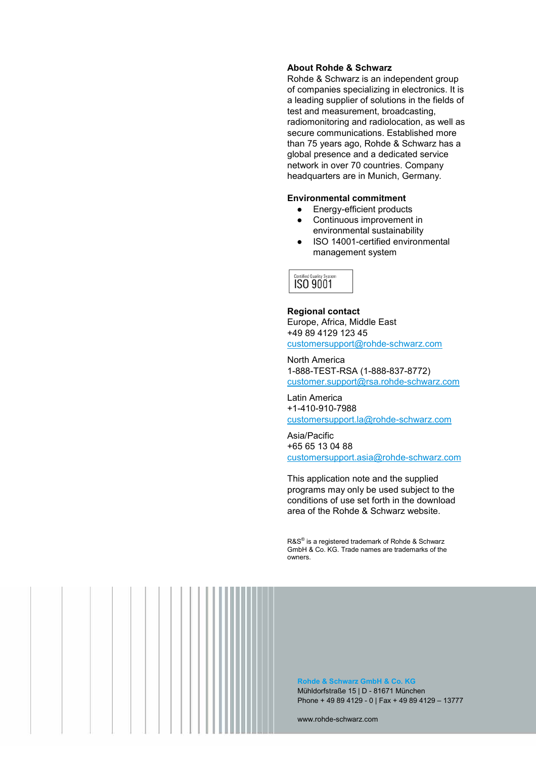**About Rohde & Schwarz**

Rohde & Schwarz is an independent group of companies specializing in electronics. It is a leading supplier of solutions in the fields of test and measurement, broadcasting, radiomonitoring and radiolocation, as well as secure communications. Established more than 75 years ago, Rohde & Schwarz has a global presence and a dedicated service network in over 70 countries. Company headquarters are in Munich, Germany.

**Environmental commitment**

- Energy-efficient products
- Continuous improvement in environmental sustainability
- ISO 14001-certified environmental management system

Certified Quality System
ISO 9001

**Regional contact**

Europe, Africa, Middle East
+49 89 4129 123 45
customersupport@rohde-schwarz.com

North America
1-888-TEST-RSA (1-888-837-8772)
customer.support@rsa.rohde-schwarz.com

Latin America
+1-410-910-7988
customersupport.la@rohde-schwarz.com

Asia/Pacific
+65 65 13 04 88
customersupport.asia@rohde-schwarz.com

This application note and the supplied programs may only be used subject to the conditions of use set forth in the download area of the Rohde & Schwarz website.

R&S® is a registered trademark of Rohde & Schwarz GmbH & Co. KG. Trade names are trademarks of the owners.

**Rohde & Schwarz GmbH & Co. KG**
Mühldorfstraße 15 | D - 81671 München
Phone + 49 89 4129 - 0 | Fax + 49 89 4129 – 13777

www.rohde-schwarz.com